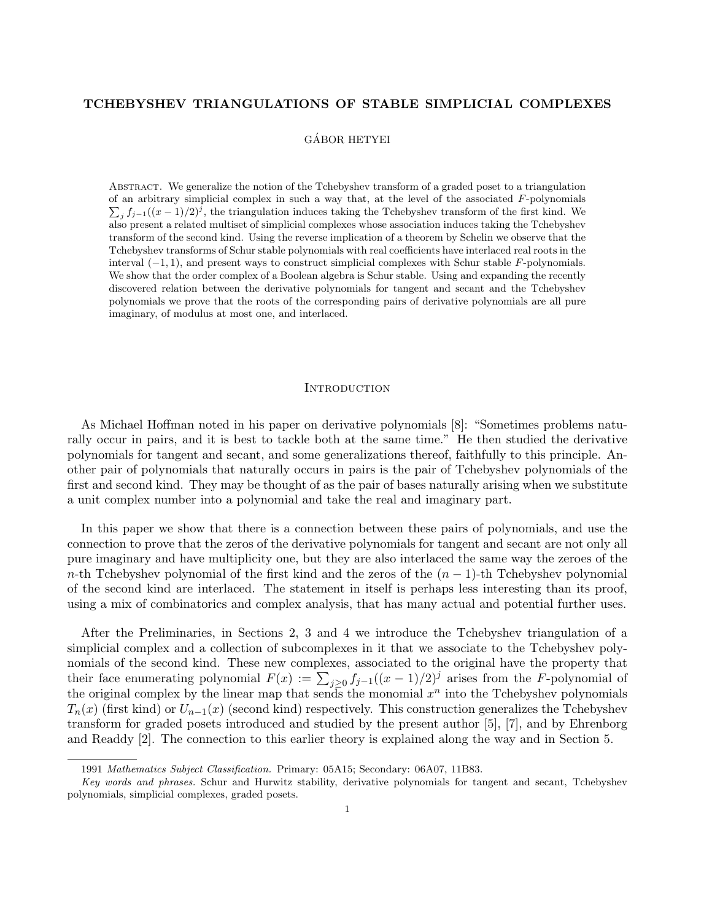# TCHEBYSHEV TRIANGULATIONS OF STABLE SIMPLICIAL COMPLEXES

GÁBOR HETYEI

Abstract. We generalize the notion of the Tchebyshev transform of a graded poset to a triangulation of an arbitrary simplicial complex in such a way that, at the level of the associated $F$-polynomials $\sum_j f_{j-1}((x-1)/2)^j$, the triangulation induces taking the Tchebyshev transform of the first kind. We also present a related multiset of simplicial complexes whose association induces taking the Tchebyshev transform of the second kind. Using the reverse implication of a theorem by Schelin we observe that the Tchebyshev transforms of Schur stable polynomials with real coefficients have interlaced real roots in the interval $(-1, 1)$, and present ways to construct simplicial complexes with Schur stable $F$-polynomials. We show that the order complex of a Boolean algebra is Schur stable. Using and expanding the recently discovered relation between the derivative polynomials for tangent and secant and the Tchebyshev polynomials we prove that the roots of the corresponding pairs of derivative polynomials are all pure imaginary, of modulus at most one, and interlaced.

## Introduction

As Michael Hoffman noted in his paper on derivative polynomials [8]: "Sometimes problems naturally occur in pairs, and it is best to tackle both at the same time." He then studied the derivative polynomials for tangent and secant, and some generalizations thereof, faithfully to this principle. Another pair of polynomials that naturally occurs in pairs is the pair of Tchebyshev polynomials of the first and second kind. They may be thought of as the pair of bases naturally arising when we substitute a unit complex number into a polynomial and take the real and imaginary part.

In this paper we show that there is a connection between these pairs of polynomials, and use the connection to prove that the zeros of the derivative polynomials for tangent and secant are not only all pure imaginary and have multiplicity one, but they are also interlaced the same way the zeroes of the $n$-th Tchebyshev polynomial of the first kind and the zeros of the $(n-1)$-th Tchebyshev polynomial of the second kind are interlaced. The statement in itself is perhaps less interesting than its proof, using a mix of combinatorics and complex analysis, that has many actual and potential further uses.

After the Preliminaries, in Sections 2, 3 and 4 we introduce the Tchebyshev triangulation of a simplicial complex and a collection of subcomplexes in it that we associate to the Tchebyshev polynomials of the second kind. These new complexes, associated to the original have the property that their face enumerating polynomial $F(x) := \sum_{j\geq 0} f_{j-1}((x-1)/2)^j$ arises from the $F$-polynomial of the original complex by the linear map that sends the monomial $x^n$ into the Tchebyshev polynomials $T_n(x)$ (first kind) or $U_{n-1}(x)$ (second kind) respectively. This construction generalizes the Tchebyshev transform for graded posets introduced and studied by the present author [5], [7], and by Ehrenborg and Readdy [2]. The connection to this earlier theory is explained along the way and in Section 5.

---

1991 *Mathematics Subject Classification.* Primary: 05A15; Secondary: 06A07, 11B83.

*Key words and phrases.* Schur and Hurwitz stability, derivative polynomials for tangent and secant, Tchebyshev polynomials, simplicial complexes, graded posets.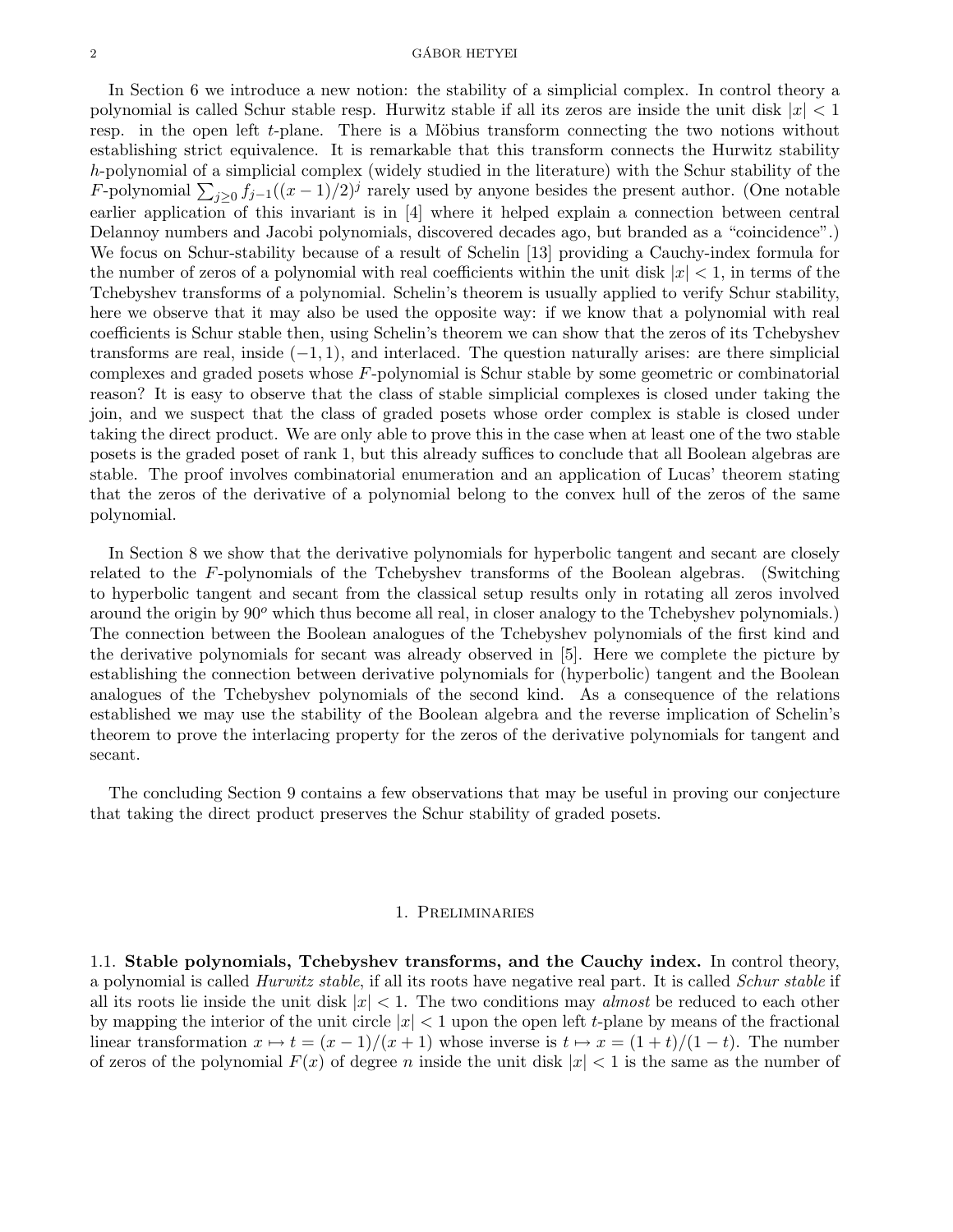In Section 6 we introduce a new notion: the stability of a simplicial complex. In control theory a polynomial is called Schur stable resp. Hurwitz stable if all its zeros are inside the unit disk $|x| < 1$ resp. in the open left $t$-plane. There is a Möbius transform connecting the two notions without establishing strict equivalence. It is remarkable that this transform connects the Hurwitz stability $h$-polynomial of a simplicial complex (widely studied in the literature) with the Schur stability of the $F$-polynomial $\sum_{j\geq 0} f_{j-1}((x-1)/2)^j$ rarely used by anyone besides the present author. (One notable earlier application of this invariant is in [4] where it helped explain a connection between central Delannoy numbers and Jacobi polynomials, discovered decades ago, but branded as a "coincidence".) We focus on Schur-stability because of a result of Schelin [13] providing a Cauchy-index formula for the number of zeros of a polynomial with real coefficients within the unit disk $|x| < 1$, in terms of the Tchebyshev transforms of a polynomial. Schelin's theorem is usually applied to verify Schur stability, here we observe that it may also be used the opposite way: if we know that a polynomial with real coefficients is Schur stable then, using Schelin's theorem we can show that the zeros of its Tchebyshev transforms are real, inside $(-1, 1)$, and interlaced. The question naturally arises: are there simplicial complexes and graded posets whose $F$-polynomial is Schur stable by some geometric or combinatorial reason? It is easy to observe that the class of stable simplicial complexes is closed under taking the join, and we suspect that the class of graded posets whose order complex is stable is closed under taking the direct product. We are only able to prove this in the case when at least one of the two stable posets is the graded poset of rank 1, but this already suffices to conclude that all Boolean algebras are stable. The proof involves combinatorial enumeration and an application of Lucas' theorem stating that the zeros of the derivative of a polynomial belong to the convex hull of the zeros of the same polynomial.

In Section 8 we show that the derivative polynomials for hyperbolic tangent and secant are closely related to the $F$-polynomials of the Tchebyshev transforms of the Boolean algebras. (Switching to hyperbolic tangent and secant from the classical setup results only in rotating all zeros involved around the origin by $90^o$ which thus become all real, in closer analogy to the Tchebyshev polynomials.) The connection between the Boolean analogues of the Tchebyshev polynomials of the first kind and the derivative polynomials for secant was already observed in [5]. Here we complete the picture by establishing the connection between derivative polynomials for (hyperbolic) tangent and the Boolean analogues of the Tchebyshev polynomials of the second kind. As a consequence of the relations established we may use the stability of the Boolean algebra and the reverse implication of Schelin's theorem to prove the interlacing property for the zeros of the derivative polynomials for tangent and secant.

The concluding Section 9 contains a few observations that may be useful in proving our conjecture that taking the direct product preserves the Schur stability of graded posets.

## 1. Preliminaries

**1.1. Stable polynomials, Tchebyshev transforms, and the Cauchy index.** In control theory, a polynomial is called *Hurwitz stable*, if all its roots have negative real part. It is called *Schur stable* if all its roots lie inside the unit disk $|x| < 1$. The two conditions may *almost* be reduced to each other by mapping the interior of the unit circle $|x| < 1$ upon the open left $t$-plane by means of the fractional linear transformation $x \mapsto t = (x-1)/(x+1)$ whose inverse is $t \mapsto x = (1+t)/(1-t)$. The number of zeros of the polynomial $F(x)$ of degree $n$ inside the unit disk $|x| < 1$ is the same as the number of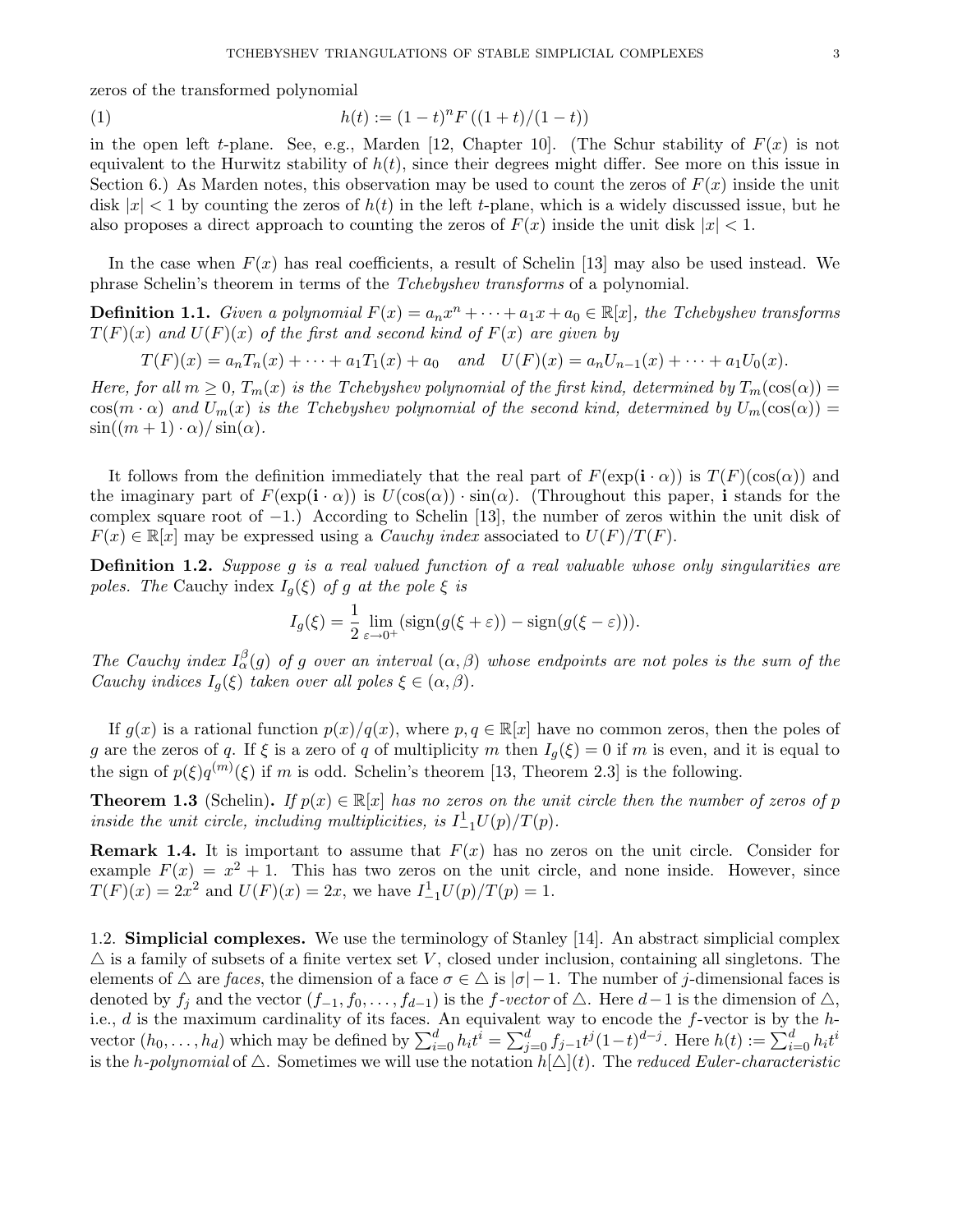zeros of the transformed polynomial

$$h(t) := (1-t)^n F\left((1+t)/(1-t)\right) \tag{1}$$

in the open left $t$-plane. See, e.g., Marden [12, Chapter 10]. (The Schur stability of $F(x)$ is not equivalent to the Hurwitz stability of $h(t)$, since their degrees might differ. See more on this issue in Section 6.) As Marden notes, this observation may be used to count the zeros of $F(x)$ inside the unit disk $|x| < 1$ by counting the zeros of $h(t)$ in the left $t$-plane, which is a widely discussed issue, but he also proposes a direct approach to counting the zeros of $F(x)$ inside the unit disk $|x| < 1$.

In the case when $F(x)$ has real coefficients, a result of Schelin [13] may also be used instead. We phrase Schelin's theorem in terms of the *Tchebyshev transforms* of a polynomial.

**Definition 1.1.** *Given a polynomial $F(x) = a_n x^n + \cdots + a_1 x + a_0 \in \mathbb{R}[x]$, the Tchebyshev transforms $T(F)(x)$ and $U(F)(x)$ of the first and second kind of $F(x)$ are given by*

$$T(F)(x) = a_n T_n(x) + \cdots + a_1 T_1(x) + a_0 \quad \text{and} \quad U(F)(x) = a_n U_{n-1}(x) + \cdots + a_1 U_0(x).$$

*Here, for all $m \geq 0$, $T_m(x)$ is the Tchebyshev polynomial of the first kind, determined by $T_m(\cos(\alpha)) = \cos(m \cdot \alpha)$ and $U_m(x)$ is the Tchebyshev polynomial of the second kind, determined by $U_m(\cos(\alpha)) = \sin((m+1)\cdot\alpha)/\sin(\alpha)$.*

It follows from the definition immediately that the real part of $F(\exp(\mathbf{i}\cdot\alpha))$ is $T(F)(\cos(\alpha))$ and the imaginary part of $F(\exp(\mathbf{i}\cdot\alpha))$ is $U(\cos(\alpha))\cdot\sin(\alpha)$. (Throughout this paper, $\mathbf{i}$ stands for the complex square root of $-1$.) According to Schelin [13], the number of zeros within the unit disk of $F(x) \in \mathbb{R}[x]$ may be expressed using a *Cauchy index* associated to $U(F)/T(F)$.

**Definition 1.2.** *Suppose $g$ is a real valued function of a real valuable whose only singularities are poles. The* Cauchy index *$I_g(\xi)$ of $g$ at the pole $\xi$ is*

$$I_g(\xi) = \frac{1}{2}\lim_{\varepsilon\to 0^+}(\mathrm{sign}(g(\xi+\varepsilon)) - \mathrm{sign}(g(\xi-\varepsilon))).$$

*The Cauchy index $I_\alpha^\beta(g)$ of $g$ over an interval $(\alpha, \beta)$ whose endpoints are not poles is the sum of the Cauchy indices $I_g(\xi)$ taken over all poles $\xi \in (\alpha, \beta)$.*

If $g(x)$ is a rational function $p(x)/q(x)$, where $p, q \in \mathbb{R}[x]$ have no common zeros, then the poles of $g$ are the zeros of $q$. If $\xi$ is a zero of $q$ of multiplicity $m$ then $I_g(\xi) = 0$ if $m$ is even, and it is equal to the sign of $p(\xi)q^{(m)}(\xi)$ if $m$ is odd. Schelin's theorem [13, Theorem 2.3] is the following.

**Theorem 1.3** (Schelin). *If $p(x) \in \mathbb{R}[x]$ has no zeros on the unit circle then the number of zeros of $p$ inside the unit circle, including multiplicities, is $I_{-1}^1 U(p)/T(p)$.*

**Remark 1.4.** It is important to assume that $F(x)$ has no zeros on the unit circle. Consider for example $F(x) = x^2 + 1$. This has two zeros on the unit circle, and none inside. However, since $T(F)(x) = 2x^2$ and $U(F)(x) = 2x$, we have $I_{-1}^1 U(p)/T(p) = 1$.

1.2. **Simplicial complexes.** We use the terminology of Stanley [14]. An abstract simplicial complex $\triangle$ is a family of subsets of a finite vertex set $V$, closed under inclusion, containing all singletons. The elements of $\triangle$ are *faces*, the dimension of a face $\sigma \in \triangle$ is $|\sigma| - 1$. The number of $j$-dimensional faces is denoted by $f_j$ and the vector $(f_{-1}, f_0, \ldots, f_{d-1})$ is the *$f$-vector* of $\triangle$. Here $d-1$ is the dimension of $\triangle$, i.e., $d$ is the maximum cardinality of its faces. An equivalent way to encode the $f$-vector is by the $h$-vector $(h_0, \ldots, h_d)$ which may be defined by $\sum_{i=0}^d h_i t^i = \sum_{j=0}^d f_{j-1} t^j (1-t)^{d-j}$. Here $h(t) := \sum_{i=0}^d h_i t^i$ is the *$h$-polynomial* of $\triangle$. Sometimes we will use the notation $h[\triangle](t)$. The *reduced Euler-characteristic*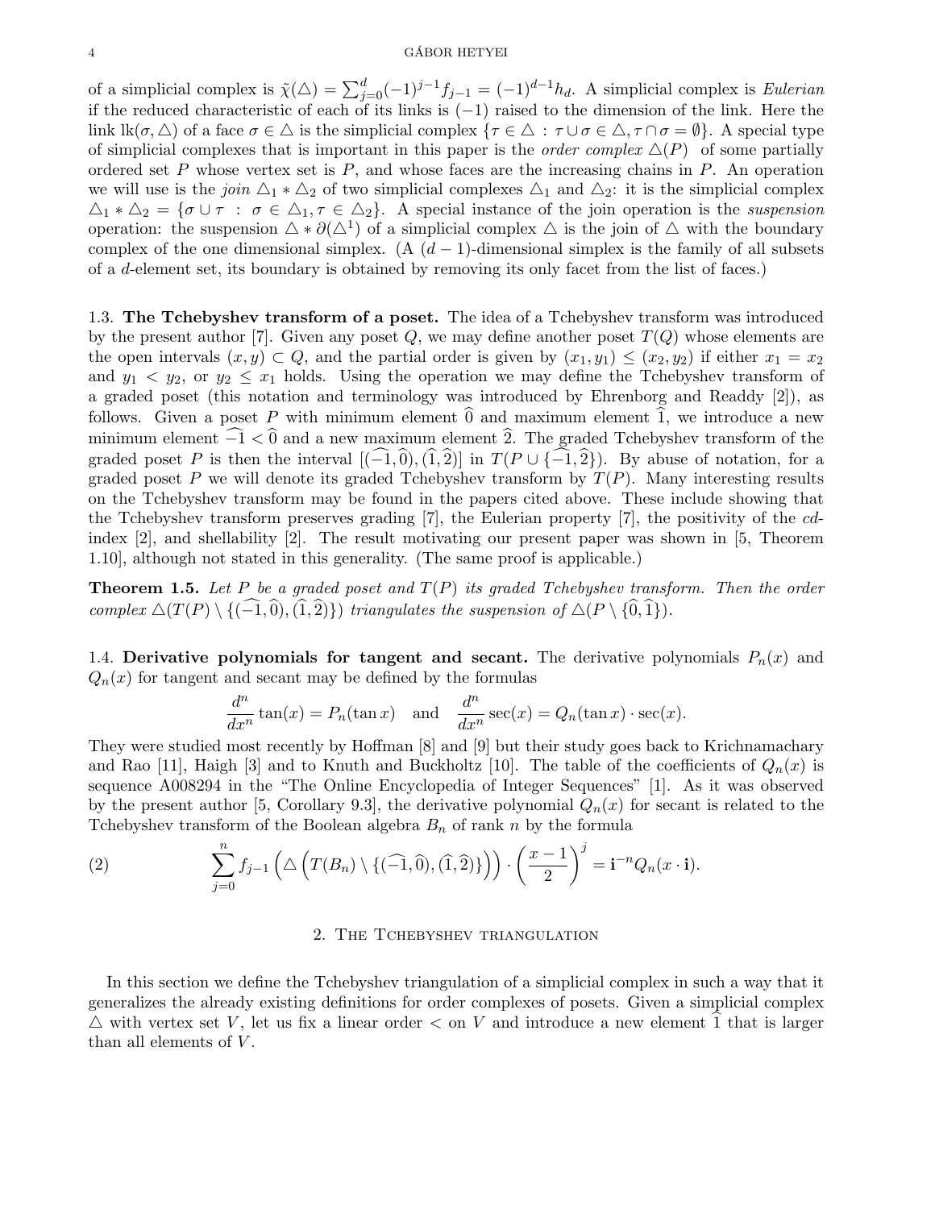of a simplicial complex is $\tilde{\chi}(\triangle) = \sum_{j=0}^{d}(-1)^{j-1}f_{j-1} = (-1)^{d-1}h_d$. A simplicial complex is *Eulerian* if the reduced characteristic of each of its links is $(-1)$ raised to the dimension of the link. Here the link $\operatorname{lk}(\sigma, \triangle)$ of a face $\sigma \in \triangle$ is the simplicial complex $\{\tau \in \triangle \ : \ \tau \cup \sigma \in \triangle, \tau \cap \sigma = \emptyset\}$. A special type of simplicial complexes that is important in this paper is the *order complex* $\triangle(P)$ of some partially ordered set $P$ whose vertex set is $P$, and whose faces are the increasing chains in $P$. An operation we will use is the *join* $\triangle_1 * \triangle_2$ of two simplicial complexes $\triangle_1$ and $\triangle_2$: it is the simplicial complex $\triangle_1 * \triangle_2 = \{\sigma \cup \tau \ : \ \sigma \in \triangle_1, \tau \in \triangle_2\}$. A special instance of the join operation is the *suspension* operation: the suspension $\triangle * \partial(\triangle^1)$ of a simplicial complex $\triangle$ is the join of $\triangle$ with the boundary complex of the one dimensional simplex. (A $(d-1)$-dimensional simplex is the family of all subsets of a $d$-element set, its boundary is obtained by removing its only facet from the list of faces.)

### 1.3. The Tchebyshev transform of a poset.

The idea of a Tchebyshev transform was introduced by the present author [7]. Given any poset $Q$, we may define another poset $T(Q)$ whose elements are the open intervals $(x, y) \subset Q$, and the partial order is given by $(x_1, y_1) \leq (x_2, y_2)$ if either $x_1 = x_2$ and $y_1 < y_2$, or $y_2 \leq x_1$ holds. Using the operation we may define the Tchebyshev transform of a graded poset (this notation and terminology was introduced by Ehrenborg and Readdy [2]), as follows. Given a poset $P$ with minimum element $\widehat{0}$ and maximum element $\widehat{1}$, we introduce a new minimum element $\widehat{-1} < \widehat{0}$ and a new maximum element $\widehat{2}$. The graded Tchebyshev transform of the graded poset $P$ is then the interval $[(\widehat{-1}, \widehat{0}), (\widehat{1}, \widehat{2})]$ in $T(P \cup \{\widehat{-1}, \widehat{2}\})$. By abuse of notation, for a graded poset $P$ we will denote its graded Tchebyshev transform by $T(P)$. Many interesting results on the Tchebyshev transform may be found in the papers cited above. These include showing that the Tchebyshev transform preserves grading [7], the Eulerian property [7], the positivity of the *cd*-index [2], and shellability [2]. The result motivating our present paper was shown in [5, Theorem 1.10], although not stated in this generality. (The same proof is applicable.)

**Theorem 1.5.** *Let $P$ be a graded poset and $T(P)$ its graded Tchebyshev transform. Then the order complex $\triangle(T(P) \setminus \{(\widehat{-1}, \widehat{0}), (\widehat{1}, \widehat{2})\})$ triangulates the suspension of $\triangle(P \setminus \{\widehat{0}, \widehat{1}\})$.*

### 1.4. Derivative polynomials for tangent and secant.

The derivative polynomials $P_n(x)$ and $Q_n(x)$ for tangent and secant may be defined by the formulas

$$\frac{d^n}{dx^n}\tan(x) = P_n(\tan x) \quad \text{and} \quad \frac{d^n}{dx^n}\sec(x) = Q_n(\tan x) \cdot \sec(x).$$

They were studied most recently by Hoffman [8] and [9] but their study goes back to Krichnamachary and Rao [11], Haigh [3] and to Knuth and Buckholtz [10]. The table of the coefficients of $Q_n(x)$ is sequence A008294 in the "The Online Encyclopedia of Integer Sequences" [1]. As it was observed by the present author [5, Corollary 9.3], the derivative polynomial $Q_n(x)$ for secant is related to the Tchebyshev transform of the Boolean algebra $B_n$ of rank $n$ by the formula

$$\sum_{j=0}^{n} f_{j-1}\left(\triangle\left(T(B_n) \setminus \{(\widehat{-1}, \widehat{0}), (\widehat{1}, \widehat{2})\}\right)\right) \cdot \left(\frac{x-1}{2}\right)^j = \mathbf{i}^{-n} Q_n(x \cdot \mathbf{i}). \tag{2}$$

## 2. The Tchebyshev triangulation

In this section we define the Tchebyshev triangulation of a simplicial complex in such a way that it generalizes the already existing definitions for order complexes of posets. Given a simplicial complex $\triangle$ with vertex set $V$, let us fix a linear order $<$ on $V$ and introduce a new element $\widehat{1}$ that is larger than all elements of $V$.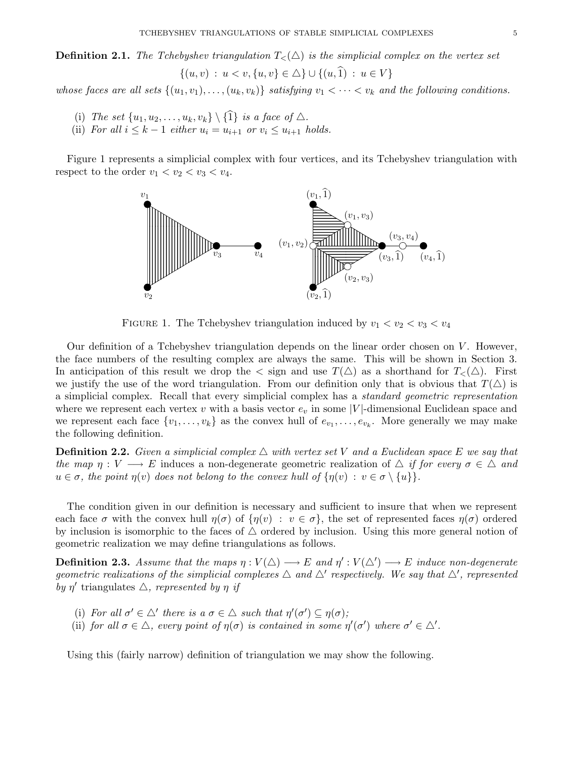**Definition 2.1.** *The Tchebyshev triangulation $T_<(\triangle)$ is the simplicial complex on the vertex set*

$$\{(u,v) : u < v, \{u,v\} \in \triangle\} \cup \{(u,\widehat{1}) : u \in V\}$$

*whose faces are all sets $\{(u_1,v_1),\ldots,(u_k,v_k)\}$ satisfying $v_1 < \cdots < v_k$ and the following conditions.*

(i) *The set $\{u_1,u_2,\ldots,u_k,v_k\} \setminus \{\widehat{1}\}$ is a face of $\triangle$.*
(ii) *For all $i \leq k-1$ either $u_i = u_{i+1}$ or $v_i \leq u_{i+1}$ holds.*

Figure 1 represents a simplicial complex with four vertices, and its Tchebyshev triangulation with respect to the order $v_1 < v_2 < v_3 < v_4$.

FIGURE 1. The Tchebyshev triangulation induced by $v_1 < v_2 < v_3 < v_4$

Our definition of a Tchebyshev triangulation depends on the linear order chosen on $V$. However, the face numbers of the resulting complex are always the same. This will be shown in Section 3. In anticipation of this result we drop the $<$ sign and use $T(\triangle)$ as a shorthand for $T_<(\triangle)$. First we justify the use of the word triangulation. From our definition only that is obvious that $T(\triangle)$ is a simplicial complex. Recall that every simplicial complex has a *standard geometric representation* where we represent each vertex $v$ with a basis vector $e_v$ in some $|V|$-dimensional Euclidean space and we represent each face $\{v_1,\ldots,v_k\}$ as the convex hull of $e_{v_1},\ldots,e_{v_k}$. More generally we may make the following definition.

**Definition 2.2.** *Given a simplicial complex $\triangle$ with vertex set $V$ and a Euclidean space $E$ we say that the map $\eta : V \longrightarrow E$ induces a non-degenerate geometric realization of $\triangle$ if for every $\sigma \in \triangle$ and $u \in \sigma$, the point $\eta(v)$ does not belong to the convex hull of $\{\eta(v) : v \in \sigma \setminus \{u\}\}$.*

The condition given in our definition is necessary and sufficient to insure that when we represent each face $\sigma$ with the convex hull $\eta(\sigma)$ of $\{\eta(v) : v \in \sigma\}$, the set of represented faces $\eta(\sigma)$ ordered by inclusion is isomorphic to the faces of $\triangle$ ordered by inclusion. Using this more general notion of geometric realization we may define triangulations as follows.

**Definition 2.3.** *Assume that the maps $\eta : V(\triangle) \longrightarrow E$ and $\eta' : V(\triangle') \longrightarrow E$ induce non-degenerate geometric realizations of the simplicial complexes $\triangle$ and $\triangle'$ respectively. We say that $\triangle'$, represented by $\eta'$* triangulates *$\triangle$, represented by $\eta$ if*

(i) *For all $\sigma' \in \triangle'$ there is a $\sigma \in \triangle$ such that $\eta'(\sigma') \subseteq \eta(\sigma)$;*
(ii) *for all $\sigma \in \triangle$, every point of $\eta(\sigma)$ is contained in some $\eta'(\sigma')$ where $\sigma' \in \triangle'$.*

Using this (fairly narrow) definition of triangulation we may show the following.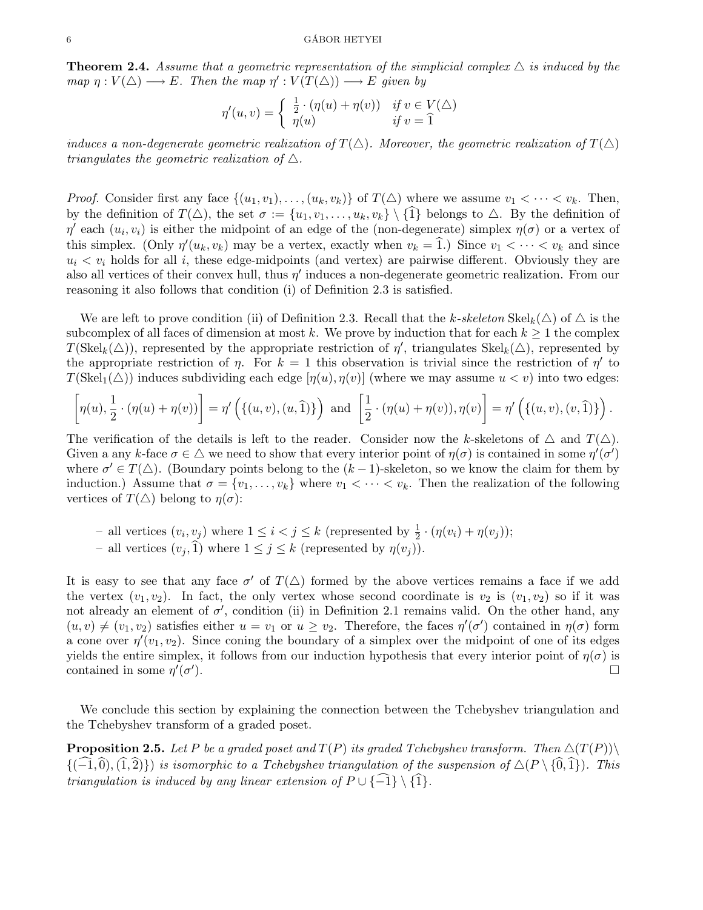**Theorem 2.4.** *Assume that a geometric representation of the simplicial complex $\triangle$ is induced by the map $\eta : V(\triangle) \longrightarrow E$. Then the map $\eta' : V(T(\triangle)) \longrightarrow E$ given by*

$$\eta'(u,v) = \begin{cases} \frac{1}{2} \cdot (\eta(u) + \eta(v)) & \text{if } v \in V(\triangle) \\ \eta(u) & \text{if } v = \widehat{1} \end{cases}$$

*induces a non-degenerate geometric realization of $T(\triangle)$. Moreover, the geometric realization of $T(\triangle)$ triangulates the geometric realization of $\triangle$.*

*Proof.* Consider first any face $\{(u_1, v_1), \ldots, (u_k, v_k)\}$ of $T(\triangle)$ where we assume $v_1 < \cdots < v_k$. Then, by the definition of $T(\triangle)$, the set $\sigma := \{u_1, v_1, \ldots, u_k, v_k\} \setminus \{\widehat{1}\}$ belongs to $\triangle$. By the definition of $\eta'$ each $(u_i, v_i)$ is either the midpoint of an edge of the (non-degenerate) simplex $\eta(\sigma)$ or a vertex of this simplex. (Only $\eta'(u_k, v_k)$ may be a vertex, exactly when $v_k = \widehat{1}$.) Since $v_1 < \cdots < v_k$ and since $u_i < v_i$ holds for all $i$, these edge-midpoints (and vertex) are pairwise different. Obviously they are also all vertices of their convex hull, thus $\eta'$ induces a non-degenerate geometric realization. From our reasoning it also follows that condition (i) of Definition 2.3 is satisfied.

We are left to prove condition (ii) of Definition 2.3. Recall that the *$k$-skeleton* $\mathrm{Skel}_k(\triangle)$ of $\triangle$ is the subcomplex of all faces of dimension at most $k$. We prove by induction that for each $k \geq 1$ the complex $T(\mathrm{Skel}_k(\triangle))$, represented by the appropriate restriction of $\eta'$, triangulates $\mathrm{Skel}_k(\triangle)$, represented by the appropriate restriction of $\eta$. For $k = 1$ this observation is trivial since the restriction of $\eta'$ to $T(\mathrm{Skel}_1(\triangle))$ induces subdividing each edge $[\eta(u), \eta(v)]$ (where we may assume $u < v$) into two edges:

$$\left[\eta(u), \frac{1}{2} \cdot (\eta(u) + \eta(v))\right] = \eta'\left(\{(u,v), (u, \widehat{1})\}\right) \text{ and } \left[\frac{1}{2} \cdot (\eta(u) + \eta(v)), \eta(v)\right] = \eta'\left(\{(u,v), (v, \widehat{1})\}\right).$$

The verification of the details is left to the reader. Consider now the $k$-skeletons of $\triangle$ and $T(\triangle)$. Given a any $k$-face $\sigma \in \triangle$ we need to show that every interior point of $\eta(\sigma)$ is contained in some $\eta'(\sigma')$ where $\sigma' \in T(\triangle)$. (Boundary points belong to the $(k-1)$-skeleton, so we know the claim for them by induction.) Assume that $\sigma = \{v_1, \ldots, v_k\}$ where $v_1 < \cdots < v_k$. Then the realization of the following vertices of $T(\triangle)$ belong to $\eta(\sigma)$:

- all vertices $(v_i, v_j)$ where $1 \leq i < j \leq k$ (represented by $\frac{1}{2} \cdot (\eta(v_i) + \eta(v_j))$;
- all vertices $(v_j, \widehat{1})$ where $1 \leq j \leq k$ (represented by $\eta(v_j)$).

It is easy to see that any face $\sigma'$ of $T(\triangle)$ formed by the above vertices remains a face if we add the vertex $(v_1, v_2)$. In fact, the only vertex whose second coordinate is $v_2$ is $(v_1, v_2)$ so if it was not already an element of $\sigma'$, condition (ii) in Definition 2.1 remains valid. On the other hand, any $(u, v) \neq (v_1, v_2)$ satisfies either $u = v_1$ or $u \geq v_2$. Therefore, the faces $\eta'(\sigma')$ contained in $\eta(\sigma)$ form a cone over $\eta'(v_1, v_2)$. Since coning the boundary of a simplex over the midpoint of one of its edges yields the entire simplex, it follows from our induction hypothesis that every interior point of $\eta(\sigma)$ is contained in some $\eta'(\sigma')$. $\square$

We conclude this section by explaining the connection between the Tchebyshev triangulation and the Tchebyshev transform of a graded poset.

**Proposition 2.5.** *Let $P$ be a graded poset and $T(P)$ its graded Tchebyshev transform. Then $\triangle(T(P)) \setminus \{(\widehat{-1}, \widehat{0}), (\widehat{1}, \widehat{2})\})$ is isomorphic to a Tchebyshev triangulation of the suspension of $\triangle(P \setminus \{\widehat{0}, \widehat{1}\})$. This triangulation is induced by any linear extension of $P \cup \{\widehat{-1}\} \setminus \{\widehat{1}\}$.*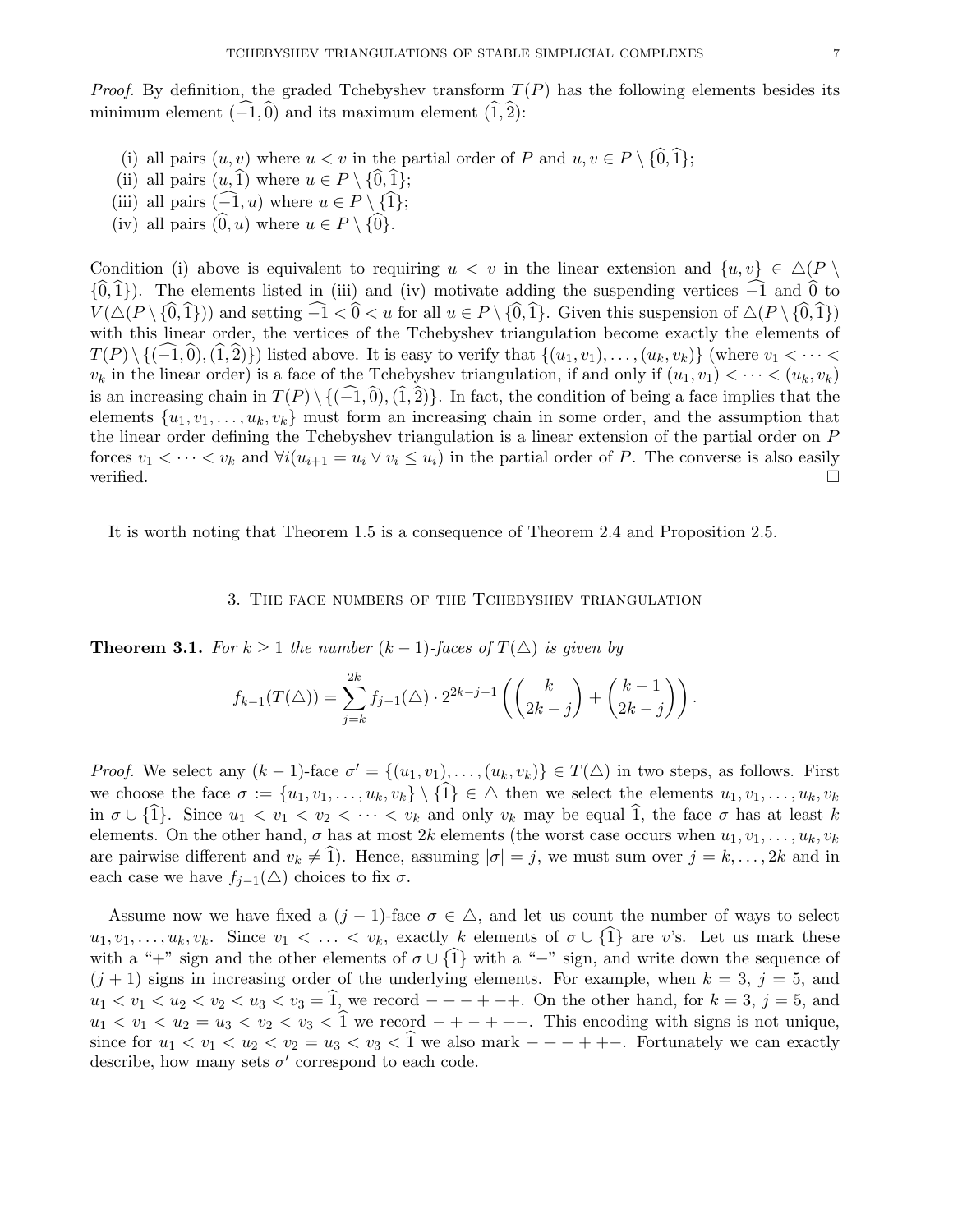*Proof.* By definition, the graded Tchebyshev transform $T(P)$ has the following elements besides its minimum element $(\widehat{-1}, \widehat{0})$ and its maximum element $(\widehat{1}, \widehat{2})$:

(i) all pairs $(u, v)$ where $u < v$ in the partial order of $P$ and $u, v \in P \setminus \{\widehat{0}, \widehat{1}\}$;
(ii) all pairs $(u, \widehat{1})$ where $u \in P \setminus \{\widehat{0}, \widehat{1}\}$;
(iii) all pairs $(\widehat{-1}, u)$ where $u \in P \setminus \{\widehat{1}\}$;
(iv) all pairs $(\widehat{0}, u)$ where $u \in P \setminus \{\widehat{0}\}$.

Condition (i) above is equivalent to requiring $u < v$ in the linear extension and $\{u, v\} \in \triangle(P \setminus \{\widehat{0}, \widehat{1}\})$. The elements listed in (iii) and (iv) motivate adding the suspending vertices $\widehat{-1}$ and $\widehat{0}$ to $V(\triangle(P \setminus \{\widehat{0}, \widehat{1}\}))$ and setting $\widehat{-1} < \widehat{0} < u$ for all $u \in P \setminus \{\widehat{0}, \widehat{1}\}$. Given this suspension of $\triangle(P \setminus \{\widehat{0}, \widehat{1}\})$ with this linear order, the vertices of the Tchebyshev triangulation become exactly the elements of $T(P) \setminus \{(\widehat{-1}, \widehat{0}), (\widehat{1}, \widehat{2})\}$ listed above. It is easy to verify that $\{(u_1, v_1), \ldots, (u_k, v_k)\}$ (where $v_1 < \cdots < v_k$ in the linear order) is a face of the Tchebyshev triangulation, if and only if $(u_1, v_1) < \cdots < (u_k, v_k)$ is an increasing chain in $T(P) \setminus \{(\widehat{-1}, \widehat{0}), (\widehat{1}, \widehat{2})\}$. In fact, the condition of being a face implies that the elements $\{u_1, v_1, \ldots, u_k, v_k\}$ must form an increasing chain in some order, and the assumption that the linear order defining the Tchebyshev triangulation is a linear extension of the partial order on $P$ forces $v_1 < \cdots < v_k$ and $\forall i (u_{i+1} = u_i \vee v_i \leq u_i)$ in the partial order of $P$. The converse is also easily verified. □

It is worth noting that Theorem 1.5 is a consequence of Theorem 2.4 and Proposition 2.5.

## 3. The face numbers of the Tchebyshev triangulation

**Theorem 3.1.** *For $k \geq 1$ the number $(k-1)$-faces of $T(\triangle)$ is given by*

$$f_{k-1}(T(\triangle)) = \sum_{j=k}^{2k} f_{j-1}(\triangle) \cdot 2^{2k-j-1} \left( \binom{k}{2k-j} + \binom{k-1}{2k-j} \right).$$

*Proof.* We select any $(k-1)$-face $\sigma' = \{(u_1, v_1), \ldots, (u_k, v_k)\} \in T(\triangle)$ in two steps, as follows. First we choose the face $\sigma := \{u_1, v_1, \ldots, u_k, v_k\} \setminus \{\widehat{1}\} \in \triangle$ then we select the elements $u_1, v_1, \ldots, u_k, v_k$ in $\sigma \cup \{\widehat{1}\}$. Since $u_1 < v_1 < v_2 < \cdots < v_k$ and only $v_k$ may be equal $\widehat{1}$, the face $\sigma$ has at least $k$ elements. On the other hand, $\sigma$ has at most $2k$ elements (the worst case occurs when $u_1, v_1, \ldots, u_k, v_k$ are pairwise different and $v_k \neq \widehat{1}$). Hence, assuming $|\sigma| = j$, we must sum over $j = k, \ldots, 2k$ and in each case we have $f_{j-1}(\triangle)$ choices to fix $\sigma$.

Assume now we have fixed a $(j-1)$-face $\sigma \in \triangle$, and let us count the number of ways to select $u_1, v_1, \ldots, u_k, v_k$. Since $v_1 < \ldots < v_k$, exactly $k$ elements of $\sigma \cup \{\widehat{1}\}$ are $v$'s. Let us mark these with a "+" sign and the other elements of $\sigma \cup \{\widehat{1}\}$ with a "−" sign, and write down the sequence of $(j+1)$ signs in increasing order of the underlying elements. For example, when $k = 3$, $j = 5$, and $u_1 < v_1 < u_2 < v_2 < u_3 < v_3 = \widehat{1}$, we record $-+-+-+$. On the other hand, for $k = 3$, $j = 5$, and $u_1 < v_1 < u_2 = u_3 < v_2 < v_3 < \widehat{1}$ we record $-+-++-$. This encoding with signs is not unique, since for $u_1 < v_1 < u_2 < v_2 = u_3 < v_3 < \widehat{1}$ we also mark $-+-++-$. Fortunately we can exactly describe, how many sets $\sigma'$ correspond to each code.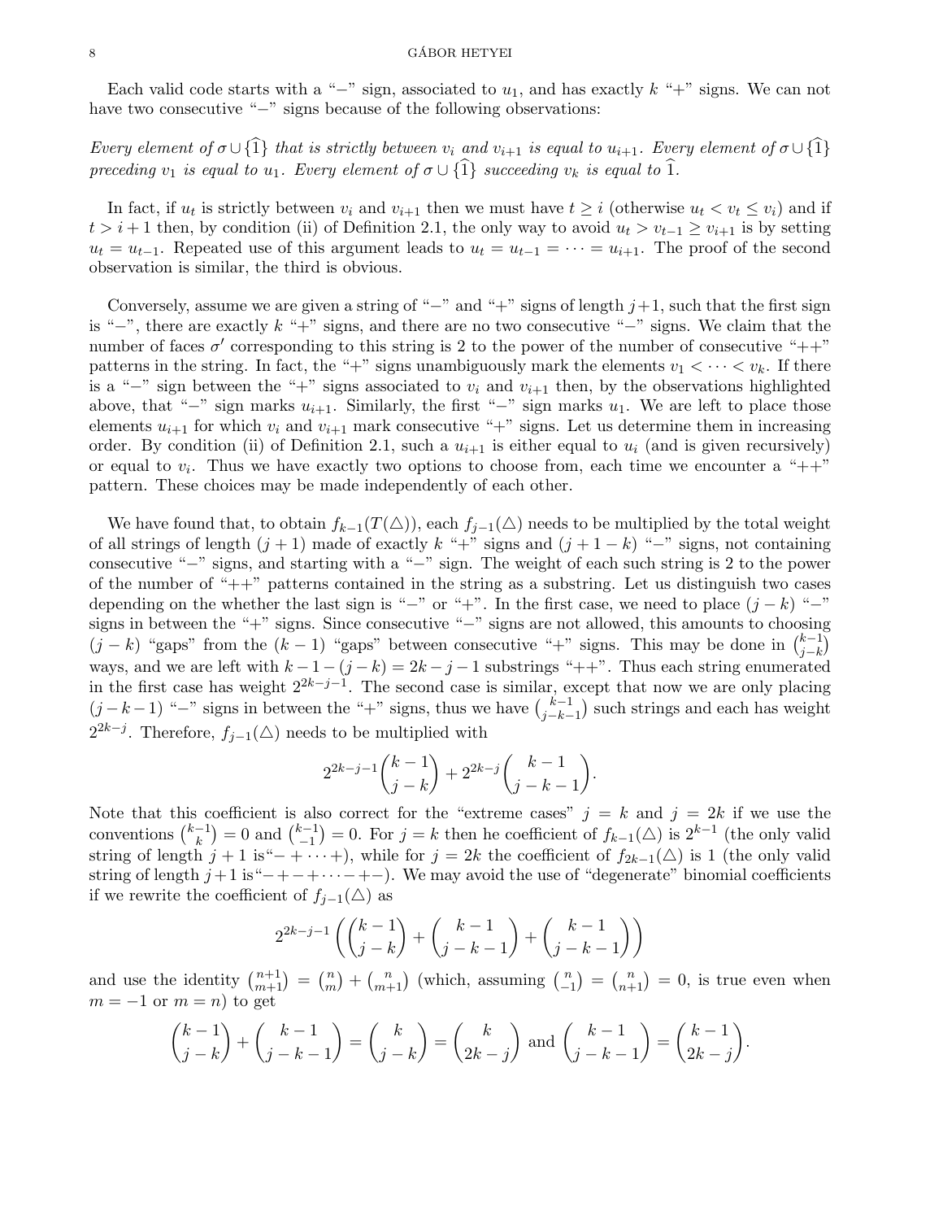Each valid code starts with a "−" sign, associated to $u_1$, and has exactly $k$ "+" signs. We can not have two consecutive "−" signs because of the following observations:

*Every element of $\sigma \cup \{\widehat{1}\}$ that is strictly between $v_i$ and $v_{i+1}$ is equal to $u_{i+1}$. Every element of $\sigma \cup \{\widehat{1}\}$ preceding $v_1$ is equal to $u_1$. Every element of $\sigma \cup \{\widehat{1}\}$ succeeding $v_k$ is equal to $\widehat{1}$.*

In fact, if $u_t$ is strictly between $v_i$ and $v_{i+1}$ then we must have $t \geq i$ (otherwise $u_t < v_t \leq v_i$) and if $t > i+1$ then, by condition (ii) of Definition 2.1, the only way to avoid $u_t > v_{t-1} \geq v_{i+1}$ is by setting $u_t = u_{t-1}$. Repeated use of this argument leads to $u_t = u_{t-1} = \cdots = u_{i+1}$. The proof of the second observation is similar, the third is obvious.

Conversely, assume we are given a string of "−" and "+" signs of length $j+1$, such that the first sign is "−", there are exactly $k$ "+" signs, and there are no two consecutive "−" signs. We claim that the number of faces $\sigma'$ corresponding to this string is 2 to the power of the number of consecutive "++" patterns in the string. In fact, the "+" signs unambiguously mark the elements $v_1 < \cdots < v_k$. If there is a "−" sign between the "+" signs associated to $v_i$ and $v_{i+1}$ then, by the observations highlighted above, that "−" sign marks $u_{i+1}$. Similarly, the first "−" sign marks $u_1$. We are left to place those elements $u_{i+1}$ for which $v_i$ and $v_{i+1}$ mark consecutive "++" signs. Let us determine them in increasing order. By condition (ii) of Definition 2.1, such a $u_{i+1}$ is either equal to $u_i$ (and is given recursively) or equal to $v_i$. Thus we have exactly two options to choose from, each time we encounter a "++" pattern. These choices may be made independently of each other.

We have found that, to obtain $f_{k-1}(T(\triangle))$, each $f_{j-1}(\triangle)$ needs to be multiplied by the total weight of all strings of length $(j+1)$ made of exactly $k$ "+" signs and $(j+1-k)$ "−" signs, not containing consecutive "−" signs, and starting with a "−" sign. The weight of each such string is 2 to the power of the number of "++" patterns contained in the string as a substring. Let us distinguish two cases depending on the whether the last sign is "−" or "+". In the first case, we need to place $(j-k)$ "−" signs in between the "+" signs. Since consecutive "−" signs are not allowed, this amounts to choosing $(j-k)$ "gaps" from the $(k-1)$ "gaps" between consecutive "+" signs. This may be done in $\binom{k-1}{j-k}$ ways, and we are left with $k-1-(j-k) = 2k-j-1$ substrings "++". Thus each string enumerated in the first case has weight $2^{2k-j-1}$. The second case is similar, except that now we are only placing $(j-k-1)$ "−" signs in between the "+" signs, thus we have $\binom{k-1}{j-k-1}$ such strings and each has weight $2^{2k-j}$. Therefore, $f_{j-1}(\triangle)$ needs to be multiplied with

$$2^{2k-j-1}\binom{k-1}{j-k} + 2^{2k-j}\binom{k-1}{j-k-1}.$$

Note that this coefficient is also correct for the "extreme cases" $j = k$ and $j = 2k$ if we use the conventions $\binom{k-1}{k} = 0$ and $\binom{k-1}{-1} = 0$. For $j = k$ then he coefficient of $f_{k-1}(\triangle)$ is $2^{k-1}$ (the only valid string of length $j+1$ is"$- + \cdots +$), while for $j = 2k$ the coefficient of $f_{2k-1}(\triangle)$ is 1 (the only valid string of length $j+1$ is"$- + - + \cdots - + -$). We may avoid the use of "degenerate" binomial coefficients if we rewrite the coefficient of $f_{j-1}(\triangle)$ as

$$2^{2k-j-1}\left(\binom{k-1}{j-k} + \binom{k-1}{j-k-1} + \binom{k-1}{j-k-1}\right)$$

and use the identity $\binom{n+1}{m+1} = \binom{n}{m} + \binom{n}{m+1}$ (which, assuming $\binom{n}{-1} = \binom{n}{n+1} = 0$, is true even when $m = -1$ or $m = n$) to get

$$\binom{k-1}{j-k} + \binom{k-1}{j-k-1} = \binom{k}{j-k} = \binom{k}{2k-j} \text{ and } \binom{k-1}{j-k-1} = \binom{k-1}{2k-j}.$$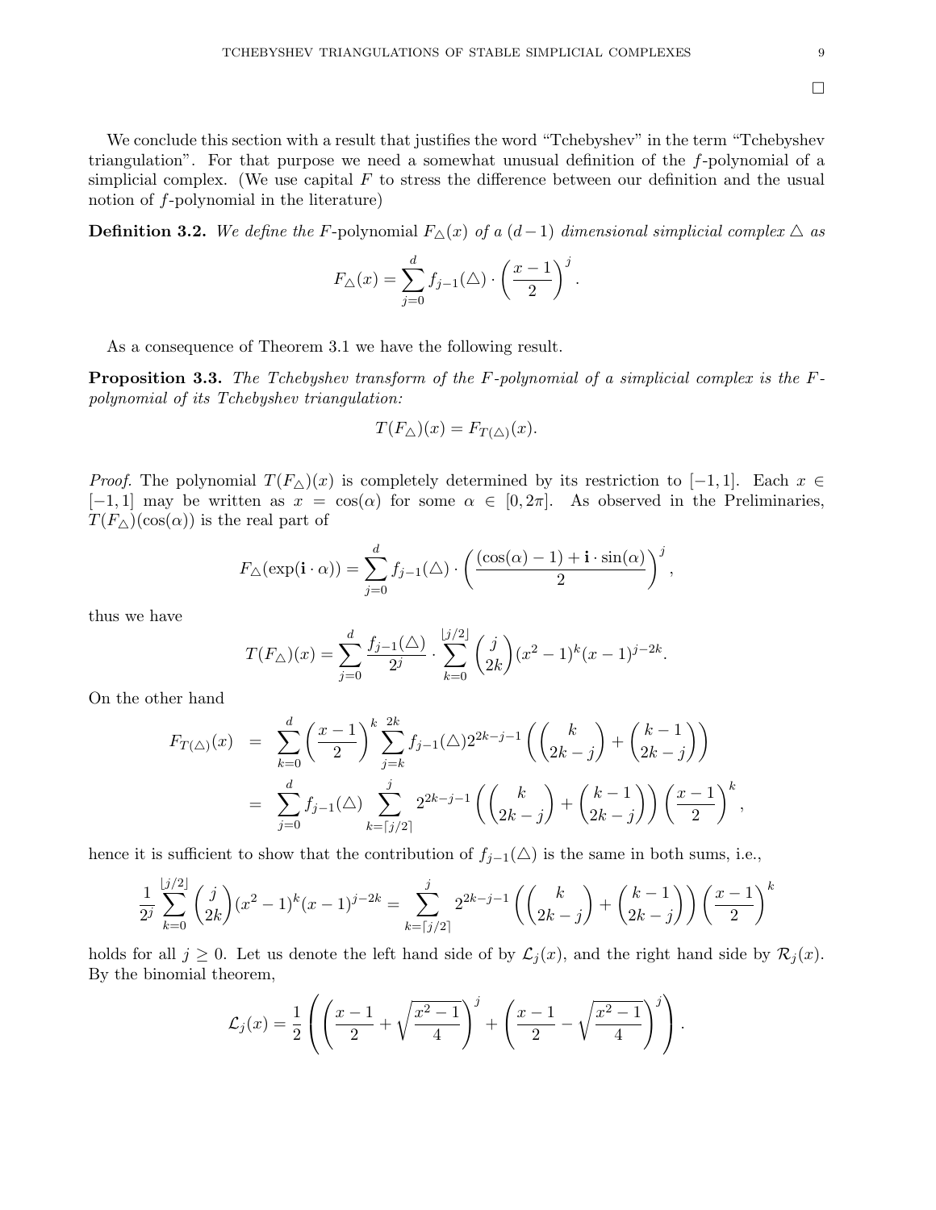□

We conclude this section with a result that justifies the word "Tchebyshev" in the term "Tchebyshev triangulation". For that purpose we need a somewhat unusual definition of the $f$-polynomial of a simplicial complex. (We use capital $F$ to stress the difference between our definition and the usual notion of $f$-polynomial in the literature)

**Definition 3.2.** *We define the* $F$-polynomial $F_{\triangle}(x)$ *of a* $(d-1)$ *dimensional simplicial complex* $\triangle$ *as*

$$F_{\triangle}(x) = \sum_{j=0}^{d} f_{j-1}(\triangle) \cdot \left(\frac{x-1}{2}\right)^{j}.$$

As a consequence of Theorem 3.1 we have the following result.

**Proposition 3.3.** *The Tchebyshev transform of the $F$-polynomial of a simplicial complex is the $F$-polynomial of its Tchebyshev triangulation:*

$$T(F_{\triangle})(x) = F_{T(\triangle)}(x).$$

*Proof.* The polynomial $T(F_{\triangle})(x)$ is completely determined by its restriction to $[-1, 1]$. Each $x \in [-1, 1]$ may be written as $x = \cos(\alpha)$ for some $\alpha \in [0, 2\pi]$. As observed in the Preliminaries, $T(F_{\triangle})(\cos(\alpha))$ is the real part of

$$F_{\triangle}(\exp(\mathbf{i} \cdot \alpha)) = \sum_{j=0}^{d} f_{j-1}(\triangle) \cdot \left(\frac{(\cos(\alpha) - 1) + \mathbf{i} \cdot \sin(\alpha)}{2}\right)^{j},$$

thus we have

$$T(F_{\triangle})(x) = \sum_{j=0}^{d} \frac{f_{j-1}(\triangle)}{2^j} \cdot \sum_{k=0}^{\lfloor j/2 \rfloor} \binom{j}{2k} (x^2 - 1)^k (x-1)^{j-2k}.$$

On the other hand

$$\begin{aligned}
F_{T(\triangle)}(x) &= \sum_{k=0}^{d} \left(\frac{x-1}{2}\right)^{k} \sum_{j=k}^{2k} f_{j-1}(\triangle) 2^{2k-j-1} \left( \binom{k}{2k-j} + \binom{k-1}{2k-j} \right) \\
&= \sum_{j=0}^{d} f_{j-1}(\triangle) \sum_{k=\lceil j/2 \rceil}^{j} 2^{2k-j-1} \left( \binom{k}{2k-j} + \binom{k-1}{2k-j} \right) \left(\frac{x-1}{2}\right)^{k},
\end{aligned}$$

hence it is sufficient to show that the contribution of $f_{j-1}(\triangle)$ is the same in both sums, i.e.,

$$\frac{1}{2^j} \sum_{k=0}^{\lfloor j/2 \rfloor} \binom{j}{2k} (x^2-1)^k (x-1)^{j-2k} = \sum_{k=\lceil j/2 \rceil}^{j} 2^{2k-j-1} \left( \binom{k}{2k-j} + \binom{k-1}{2k-j} \right) \left(\frac{x-1}{2}\right)^{k}$$

holds for all $j \geq 0$. Let us denote the left hand side of by $\mathcal{L}_j(x)$, and the right hand side by $\mathcal{R}_j(x)$. By the binomial theorem,

$$\mathcal{L}_j(x) = \frac{1}{2} \left( \left( \frac{x-1}{2} + \sqrt{\frac{x^2-1}{4}} \right)^{j} + \left( \frac{x-1}{2} - \sqrt{\frac{x^2-1}{4}} \right)^{j} \right).$$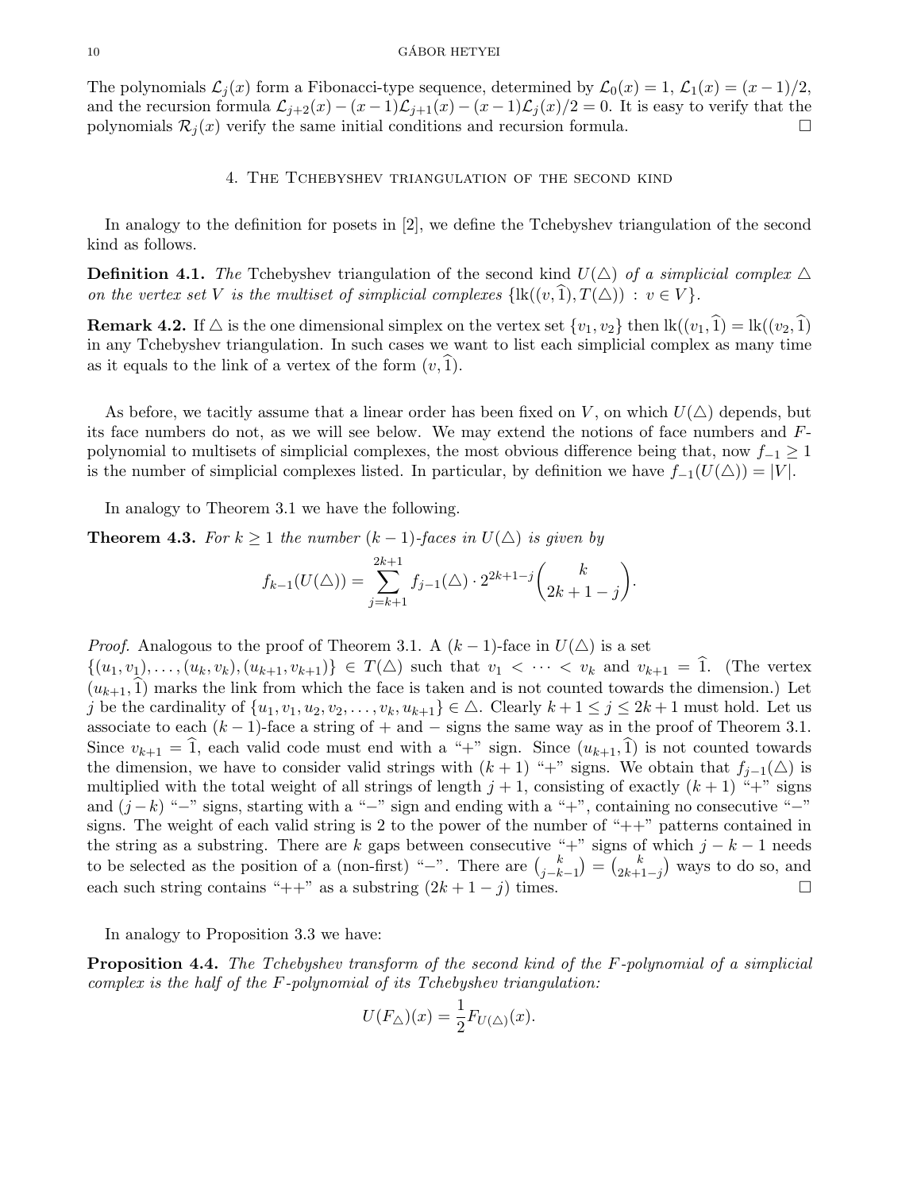The polynomials $\mathcal{L}_j(x)$ form a Fibonacci-type sequence, determined by $\mathcal{L}_0(x) = 1$, $\mathcal{L}_1(x) = (x-1)/2$, and the recursion formula $\mathcal{L}_{j+2}(x) - (x-1)\mathcal{L}_{j+1}(x) - (x-1)\mathcal{L}_j(x)/2 = 0$. It is easy to verify that the polynomials $\mathcal{R}_j(x)$ verify the same initial conditions and recursion formula. $\square$

## 4. The Tchebyshev triangulation of the second kind

In analogy to the definition for posets in [2], we define the Tchebyshev triangulation of the second kind as follows.

**Definition 4.1.** *The* Tchebyshev triangulation of the second kind $U(\triangle)$ *of a simplicial complex* $\triangle$ *on the vertex set* $V$ *is the multiset of simplicial complexes* $\{\operatorname{lk}((v,\widehat{1}), T(\triangle)) : v \in V\}$.

**Remark 4.2.** If $\triangle$ is the one dimensional simplex on the vertex set $\{v_1, v_2\}$ then $\operatorname{lk}((v_1,\widehat{1}) = \operatorname{lk}((v_2,\widehat{1})$ in any Tchebyshev triangulation. In such cases we want to list each simplicial complex as many time as it equals to the link of a vertex of the form $(v,\widehat{1})$.

As before, we tacitly assume that a linear order has been fixed on $V$, on which $U(\triangle)$ depends, but its face numbers do not, as we will see below. We may extend the notions of face numbers and $F$-polynomial to multisets of simplicial complexes, the most obvious difference being that, now $f_{-1} \geq 1$ is the number of simplicial complexes listed. In particular, by definition we have $f_{-1}(U(\triangle)) = |V|$.

In analogy to Theorem 3.1 we have the following.

**Theorem 4.3.** *For $k \geq 1$ the number $(k-1)$-faces in $U(\triangle)$ is given by*

$$f_{k-1}(U(\triangle)) = \sum_{j=k+1}^{2k+1} f_{j-1}(\triangle) \cdot 2^{2k+1-j}\binom{k}{2k+1-j}.$$

*Proof.* Analogous to the proof of Theorem 3.1. A $(k-1)$-face in $U(\triangle)$ is a set $\{(u_1,v_1),\ldots,(u_k,v_k),(u_{k+1},v_{k+1})\} \in T(\triangle)$ such that $v_1 < \cdots < v_k$ and $v_{k+1} = \widehat{1}$. (The vertex $(u_{k+1},\widehat{1})$ marks the link from which the face is taken and is not counted towards the dimension.) Let $j$ be the cardinality of $\{u_1,v_1,u_2,v_2,\ldots,v_k,u_{k+1}\} \in \triangle$. Clearly $k+1 \leq j \leq 2k+1$ must hold. Let us associate to each $(k-1)$-face a string of $+$ and $-$ signs the same way as in the proof of Theorem 3.1. Since $v_{k+1} = \widehat{1}$, each valid code must end with a "+" sign. Since $(u_{k+1},\widehat{1})$ is not counted towards the dimension, we have to consider valid strings with $(k+1)$ "+" signs. We obtain that $f_{j-1}(\triangle)$ is multiplied with the total weight of all strings of length $j+1$, consisting of exactly $(k+1)$ "+" signs and $(j-k)$ "−" signs, starting with a "−" sign and ending with a "+", containing no consecutive "−" signs. The weight of each valid string is 2 to the power of the number of "++" patterns contained in the string as a substring. There are $k$ gaps between consecutive "+" signs of which $j-k-1$ needs to be selected as the position of a (non-first) "−". There are $\binom{k}{j-k-1} = \binom{k}{2k+1-j}$ ways to do so, and each such string contains "++" as a substring $(2k+1-j)$ times. $\square$

In analogy to Proposition 3.3 we have:

**Proposition 4.4.** *The Tchebyshev transform of the second kind of the $F$-polynomial of a simplicial complex is the half of the $F$-polynomial of its Tchebyshev triangulation:*

$$U(F_\triangle)(x) = \frac{1}{2}F_{U(\triangle)}(x).$$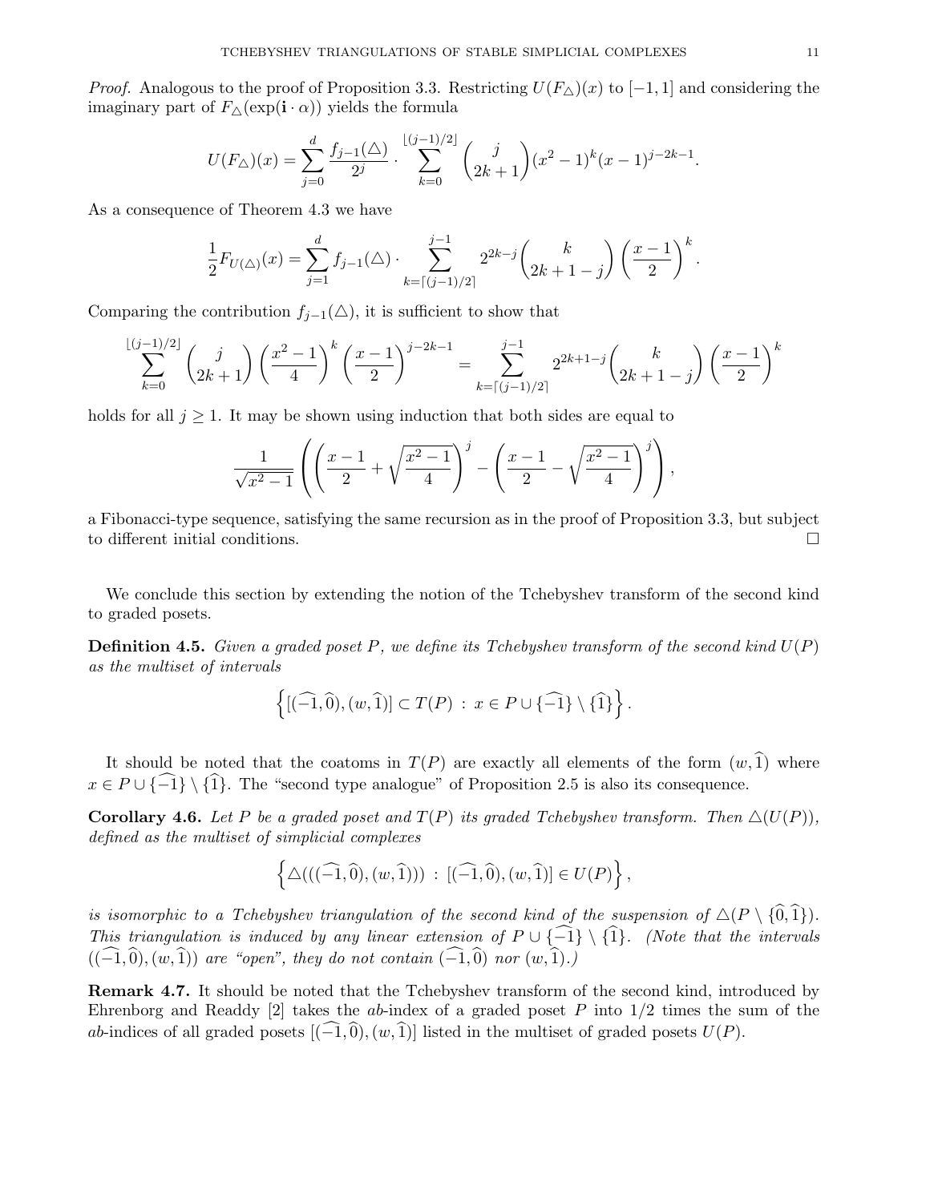*Proof.* Analogous to the proof of Proposition 3.3. Restricting $U(F_\triangle)(x)$ to $[-1,1]$ and considering the imaginary part of $F_\triangle(\exp(\mathbf{i}\cdot\alpha))$ yields the formula

$$U(F_\triangle)(x) = \sum_{j=0}^{d} \frac{f_{j-1}(\triangle)}{2^j} \cdot \sum_{k=0}^{\lfloor (j-1)/2 \rfloor} \binom{j}{2k+1} (x^2-1)^k (x-1)^{j-2k-1}.$$

As a consequence of Theorem 4.3 we have

$$\frac{1}{2} F_{U(\triangle)}(x) = \sum_{j=1}^{d} f_{j-1}(\triangle) \cdot \sum_{k=\lceil (j-1)/2 \rceil}^{j-1} 2^{2k-j} \binom{k}{2k+1-j} \left(\frac{x-1}{2}\right)^k .$$

Comparing the contribution $f_{j-1}(\triangle)$, it is sufficient to show that

$$\sum_{k=0}^{\lfloor (j-1)/2 \rfloor} \binom{j}{2k+1} \left(\frac{x^2-1}{4}\right)^k \left(\frac{x-1}{2}\right)^{j-2k-1} = \sum_{k=\lceil (j-1)/2 \rceil}^{j-1} 2^{2k+1-j} \binom{k}{2k+1-j} \left(\frac{x-1}{2}\right)^k$$

holds for all $j \geq 1$. It may be shown using induction that both sides are equal to

$$\frac{1}{\sqrt{x^2-1}} \left( \left( \frac{x-1}{2} + \sqrt{\frac{x^2-1}{4}} \right)^j - \left( \frac{x-1}{2} - \sqrt{\frac{x^2-1}{4}} \right)^j \right),$$

a Fibonacci-type sequence, satisfying the same recursion as in the proof of Proposition 3.3, but subject to different initial conditions. $\square$

We conclude this section by extending the notion of the Tchebyshev transform of the second kind to graded posets.

**Definition 4.5.** *Given a graded poset $P$, we define its Tchebyshev transform of the second kind $U(P)$ as the multiset of intervals*

$$\left\{ [(\widehat{-1}, \widehat{0}), (w, \widehat{1})] \subset T(P) \; : \; x \in P \cup \{\widehat{-1}\} \setminus \{\widehat{1}\} \right\}.$$

It should be noted that the coatoms in $T(P)$ are exactly all elements of the form $(w, \widehat{1})$ where $x \in P \cup \{\widehat{-1}\} \setminus \{\widehat{1}\}$. The "second type analogue" of Proposition 2.5 is also its consequence.

**Corollary 4.6.** *Let $P$ be a graded poset and $T(P)$ its graded Tchebyshev transform. Then $\triangle(U(P))$, defined as the multiset of simplicial complexes*

$$\left\{ \triangle(((\widehat{-1}, \widehat{0}), (w, \widehat{1}))) \; : \; [(\widehat{-1}, \widehat{0}), (w, \widehat{1})] \in U(P) \right\},$$

*is isomorphic to a Tchebyshev triangulation of the second kind of the suspension of $\triangle(P \setminus \{\widehat{0}, \widehat{1}\})$. This triangulation is induced by any linear extension of $P \cup \{\widehat{-1}\} \setminus \{\widehat{1}\}$. (Note that the intervals $((\widehat{-1}, \widehat{0}), (w, \widehat{1}))$ are "open", they do not contain $(\widehat{-1}, \widehat{0})$ nor $(w, \widehat{1})$.)*

**Remark 4.7.** It should be noted that the Tchebyshev transform of the second kind, introduced by Ehrenborg and Readdy [2] takes the $ab$-index of a graded poset $P$ into $1/2$ times the sum of the $ab$-indices of all graded posets $[(\widehat{-1}, \widehat{0}), (w, \widehat{1})]$ listed in the multiset of graded posets $U(P)$.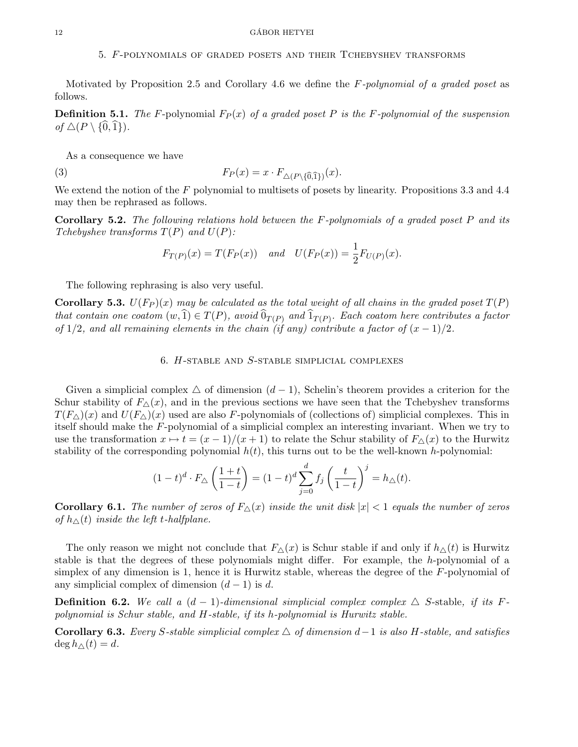## 5. $F$-polynomials of graded posets and their Tchebyshev transforms

Motivated by Proposition 2.5 and Corollary 4.6 we define the *$F$-polynomial of a graded poset* as follows.

**Definition 5.1.** *The $F$-polynomial $F_P(x)$ of a graded poset $P$ is the $F$-polynomial of the suspension of $\triangle(P \setminus \{\widehat{0}, \widehat{1}\})$.*

As a consequence we have

$$F_P(x) = x \cdot F_{\triangle(P \setminus \{\widehat{0}, \widehat{1}\})}(x). \tag{3}$$

We extend the notion of the $F$ polynomial to multisets of posets by linearity. Propositions 3.3 and 4.4 may then be rephrased as follows.

**Corollary 5.2.** *The following relations hold between the $F$-polynomials of a graded poset $P$ and its Tchebyshev transforms $T(P)$ and $U(P)$:*

$$F_{T(P)}(x) = T(F_P(x)) \quad \text{and} \quad U(F_P(x)) = \frac{1}{2} F_{U(P)}(x).$$

The following rephrasing is also very useful.

**Corollary 5.3.** *$U(F_P)(x)$ may be calculated as the total weight of all chains in the graded poset $T(P)$ that contain one coatom $(w, \widehat{1}) \in T(P)$, avoid $\widehat{0}_{T(P)}$ and $\widehat{1}_{T(P)}$. Each coatom here contributes a factor of $1/2$, and all remaining elements in the chain (if any) contribute a factor of $(x-1)/2$.*

## 6. $H$-stable and $S$-stable simplicial complexes

Given a simplicial complex $\triangle$ of dimension $(d-1)$, Schelin's theorem provides a criterion for the Schur stability of $F_\triangle(x)$, and in the previous sections we have seen that the Tchebyshev transforms $T(F_\triangle)(x)$ and $U(F_\triangle)(x)$ used are also $F$-polynomials of (collections of) simplicial complexes. This in itself should make the $F$-polynomial of a simplicial complex an interesting invariant. When we try to use the transformation $x \mapsto t = (x-1)/(x+1)$ to relate the Schur stability of $F_\triangle(x)$ to the Hurwitz stability of the corresponding polynomial $h(t)$, this turns out to be the well-known $h$-polynomial:

$$(1-t)^d \cdot F_\triangle\left(\frac{1+t}{1-t}\right) = (1-t)^d \sum_{j=0}^{d} f_j \left(\frac{t}{1-t}\right)^j = h_\triangle(t).$$

**Corollary 6.1.** *The number of zeros of $F_\triangle(x)$ inside the unit disk $|x| < 1$ equals the number of zeros of $h_\triangle(t)$ inside the left $t$-halfplane.*

The only reason we might not conclude that $F_\triangle(x)$ is Schur stable if and only if $h_\triangle(t)$ is Hurwitz stable is that the degrees of these polynomials might differ. For example, the $h$-polynomial of a simplex of any dimension is 1, hence it is Hurwitz stable, whereas the degree of the $F$-polynomial of any simplicial complex of dimension $(d-1)$ is $d$.

**Definition 6.2.** *We call a $(d-1)$-dimensional simplicial complex complex $\triangle$ $S$-stable, if its $F$-polynomial is Schur stable, and $H$-stable, if its $h$-polynomial is Hurwitz stable.*

**Corollary 6.3.** *Every $S$-stable simplicial complex $\triangle$ of dimension $d-1$ is also $H$-stable, and satisfies $\deg h_\triangle(t) = d$.*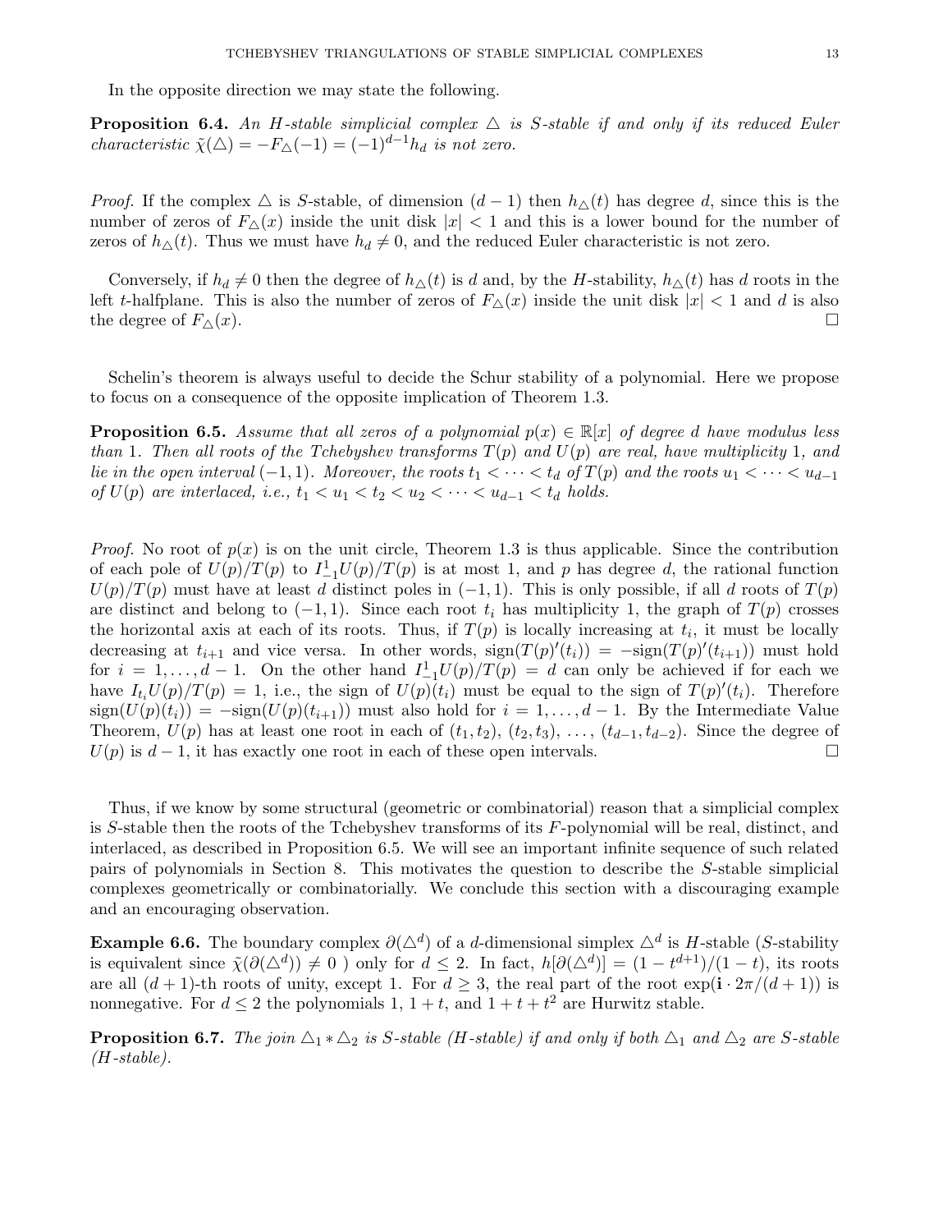In the opposite direction we may state the following.

**Proposition 6.4.** *An $H$-stable simplicial complex $\triangle$ is $S$-stable if and only if its reduced Euler characteristic $\tilde{\chi}(\triangle) = -F_{\triangle}(-1) = (-1)^{d-1}h_d$ is not zero.*

*Proof.* If the complex $\triangle$ is $S$-stable, of dimension $(d-1)$ then $h_{\triangle}(t)$ has degree $d$, since this is the number of zeros of $F_{\triangle}(x)$ inside the unit disk $|x| < 1$ and this is a lower bound for the number of zeros of $h_{\triangle}(t)$. Thus we must have $h_d \neq 0$, and the reduced Euler characteristic is not zero.

Conversely, if $h_d \neq 0$ then the degree of $h_{\triangle}(t)$ is $d$ and, by the $H$-stability, $h_{\triangle}(t)$ has $d$ roots in the left $t$-halfplane. This is also the number of zeros of $F_{\triangle}(x)$ inside the unit disk $|x| < 1$ and $d$ is also the degree of $F_{\triangle}(x)$. $\square$

Schelin's theorem is always useful to decide the Schur stability of a polynomial. Here we propose to focus on a consequence of the opposite implication of Theorem 1.3.

**Proposition 6.5.** *Assume that all zeros of a polynomial $p(x) \in \mathbb{R}[x]$ of degree $d$ have modulus less than 1. Then all roots of the Tchebyshev transforms $T(p)$ and $U(p)$ are real, have multiplicity 1, and lie in the open interval $(-1, 1)$. Moreover, the roots $t_1 < \cdots < t_d$ of $T(p)$ and the roots $u_1 < \cdots < u_{d-1}$ of $U(p)$ are interlaced, i.e., $t_1 < u_1 < t_2 < u_2 < \cdots < u_{d-1} < t_d$ holds.*

*Proof.* No root of $p(x)$ is on the unit circle, Theorem 1.3 is thus applicable. Since the contribution of each pole of $U(p)/T(p)$ to $I_{-1}^{1}U(p)/T(p)$ is at most 1, and $p$ has degree $d$, the rational function $U(p)/T(p)$ must have at least $d$ distinct poles in $(-1, 1)$. This is only possible, if all $d$ roots of $T(p)$ are distinct and belong to $(-1, 1)$. Since each root $t_i$ has multiplicity 1, the graph of $T(p)$ crosses the horizontal axis at each of its roots. Thus, if $T(p)$ is locally increasing at $t_i$, it must be locally decreasing at $t_{i+1}$ and vice versa. In other words, $\text{sign}(T(p)'(t_i)) = -\text{sign}(T(p)'(t_{i+1}))$ must hold for $i = 1, \ldots, d-1$. On the other hand $I_{-1}^{1}U(p)/T(p) = d$ can only be achieved if for each we have $I_{t_i}U(p)/T(p) = 1$, i.e., the sign of $U(p)(t_i)$ must be equal to the sign of $T(p)'(t_i)$. Therefore $\text{sign}(U(p)(t_i)) = -\text{sign}(U(p)(t_{i+1}))$ must also hold for $i = 1, \ldots, d-1$. By the Intermediate Value Theorem, $U(p)$ has at least one root in each of $(t_1, t_2)$, $(t_2, t_3)$, $\ldots$, $(t_{d-1}, t_{d-2})$. Since the degree of $U(p)$ is $d-1$, it has exactly one root in each of these open intervals. $\square$

Thus, if we know by some structural (geometric or combinatorial) reason that a simplicial complex is $S$-stable then the roots of the Tchebyshev transforms of its $F$-polynomial will be real, distinct, and interlaced, as described in Proposition 6.5. We will see an important infinite sequence of such related pairs of polynomials in Section 8. This motivates the question to describe the $S$-stable simplicial complexes geometrically or combinatorially. We conclude this section with a discouraging example and an encouraging observation.

**Example 6.6.** The boundary complex $\partial(\triangle^d)$ of a $d$-dimensional simplex $\triangle^d$ is $H$-stable ($S$-stability is equivalent since $\tilde{\chi}(\partial(\triangle^d)) \neq 0$ ) only for $d \leq 2$. In fact, $h[\partial(\triangle^d)] = (1-t^{d+1})/(1-t)$, its roots are all $(d+1)$-th roots of unity, except 1. For $d \geq 3$, the real part of the root $\exp(\mathbf{i} \cdot 2\pi/(d+1))$ is nonnegative. For $d \leq 2$ the polynomials $1$, $1+t$, and $1+t+t^2$ are Hurwitz stable.

**Proposition 6.7.** *The join $\triangle_1 * \triangle_2$ is $S$-stable ($H$-stable) if and only if both $\triangle_1$ and $\triangle_2$ are $S$-stable ($H$-stable).*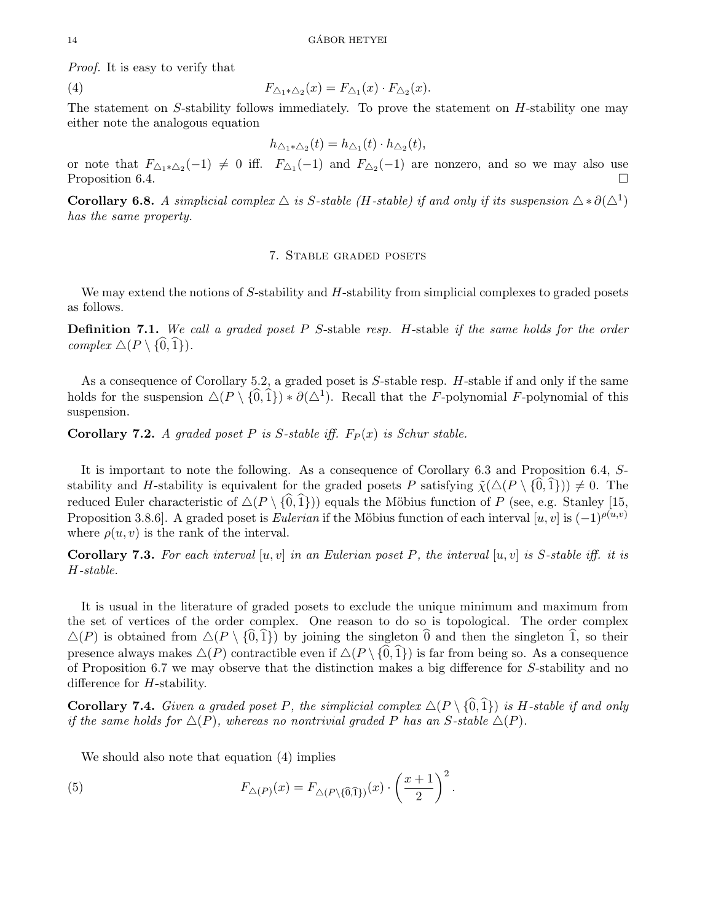*Proof.* It is easy to verify that

$$F_{\triangle_1 * \triangle_2}(x) = F_{\triangle_1}(x) \cdot F_{\triangle_2}(x). \tag{4}$$

The statement on $S$-stability follows immediately. To prove the statement on $H$-stability one may either note the analogous equation

$$h_{\triangle_1 * \triangle_2}(t) = h_{\triangle_1}(t) \cdot h_{\triangle_2}(t),$$

or note that $F_{\triangle_1 * \triangle_2}(-1) \neq 0$ iff. $F_{\triangle_1}(-1)$ and $F_{\triangle_2}(-1)$ are nonzero, and so we may also use Proposition 6.4. □

**Corollary 6.8.** *A simplicial complex $\triangle$ is $S$-stable ($H$-stable) if and only if its suspension $\triangle * \partial(\triangle^1)$ has the same property.*

## 7. Stable graded posets

We may extend the notions of $S$-stability and $H$-stability from simplicial complexes to graded posets as follows.

**Definition 7.1.** *We call a graded poset $P$ $S$-stable resp. $H$-stable if the same holds for the order complex $\triangle(P \setminus \{\widehat{0}, \widehat{1}\})$.*

As a consequence of Corollary 5.2, a graded poset is $S$-stable resp. $H$-stable if and only if the same holds for the suspension $\triangle(P \setminus \{\widehat{0}, \widehat{1}\}) * \partial(\triangle^1)$. Recall that the $F$-polynomial $F$-polynomial of this suspension.

**Corollary 7.2.** *A graded poset $P$ is $S$-stable iff. $F_P(x)$ is Schur stable.*

It is important to note the following. As a consequence of Corollary 6.3 and Proposition 6.4, $S$-stability and $H$-stability is equivalent for the graded posets $P$ satisfying $\widetilde{\chi}(\triangle(P \setminus \{\widehat{0}, \widehat{1}\})) \neq 0$. The reduced Euler characteristic of $\triangle(P \setminus \{\widehat{0}, \widehat{1}\})$ equals the Möbius function of $P$ (see, e.g. Stanley [15, Proposition 3.8.6]. A graded poset is *Eulerian* if the Möbius function of each interval $[u, v]$ is $(-1)^{\rho(u,v)}$ where $\rho(u, v)$ is the rank of the interval.

**Corollary 7.3.** *For each interval $[u, v]$ in an Eulerian poset $P$, the interval $[u, v]$ is $S$-stable iff. it is $H$-stable.*

It is usual in the literature of graded posets to exclude the unique minimum and maximum from the set of vertices of the order complex. One reason to do so is topological. The order complex $\triangle(P)$ is obtained from $\triangle(P \setminus \{\widehat{0}, \widehat{1}\})$ by joining the singleton $\widehat{0}$ and then the singleton $\widehat{1}$, so their presence always makes $\triangle(P)$ contractible even if $\triangle(P \setminus \{\widehat{0}, \widehat{1}\})$ is far from being so. As a consequence of Proposition 6.7 we may observe that the distinction makes a big difference for $S$-stability and no difference for $H$-stability.

**Corollary 7.4.** *Given a graded poset $P$, the simplicial complex $\triangle(P \setminus \{\widehat{0}, \widehat{1}\})$ is $H$-stable if and only if the same holds for $\triangle(P)$, whereas no nontrivial graded $P$ has an $S$-stable $\triangle(P)$.*

We should also note that equation (4) implies

$$F_{\triangle(P)}(x) = F_{\triangle(P \setminus \{\widehat{0}, \widehat{1}\})}(x) \cdot \left( \frac{x+1}{2} \right)^2. \tag{5}$$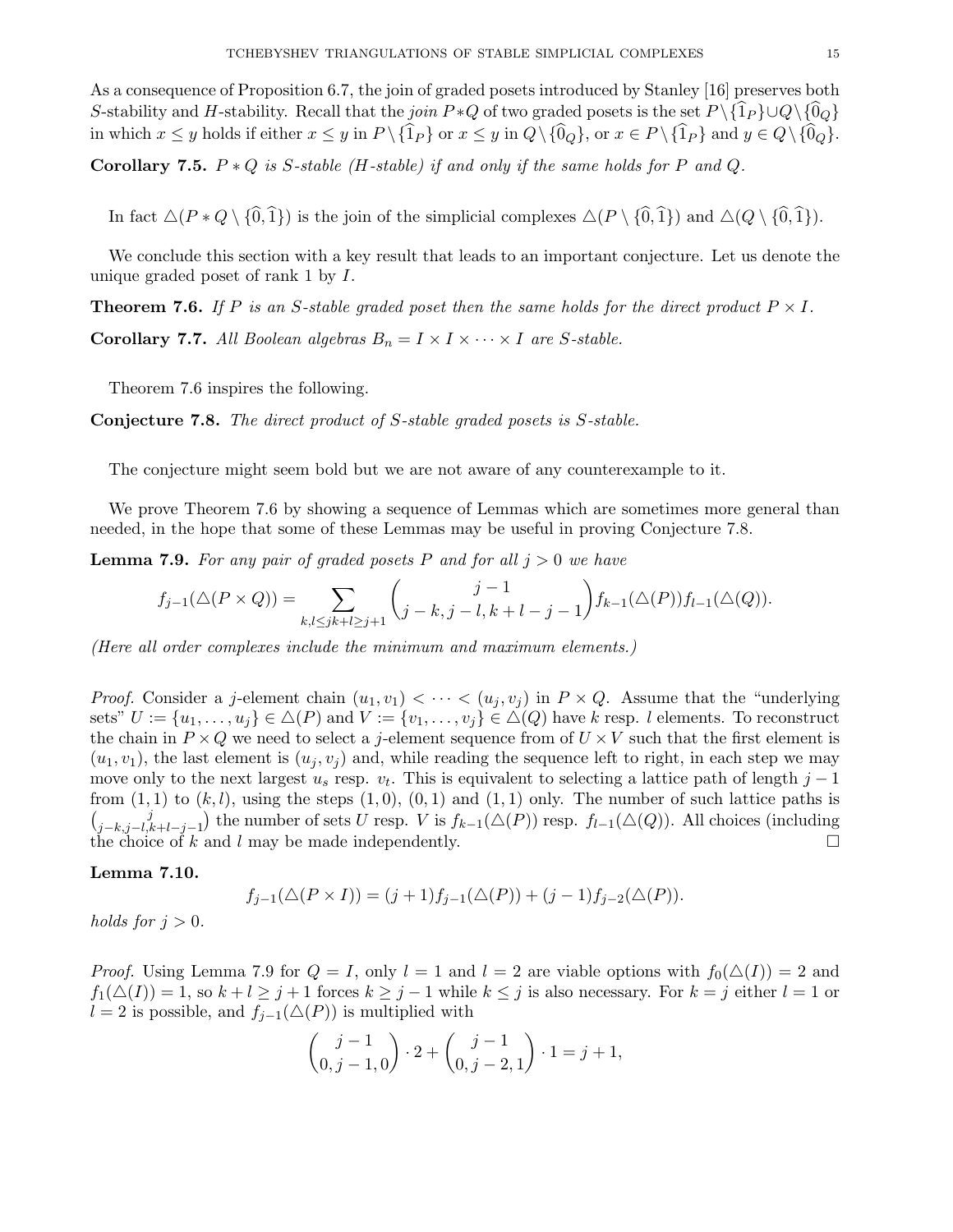As a consequence of Proposition 6.7, the join of graded posets introduced by Stanley [16] preserves both $S$-stability and $H$-stability. Recall that the *join* $P*Q$ of two graded posets is the set $P\setminus\{\widehat{1}_P\}\cup Q\setminus\{\widehat{0}_Q\}$ in which $x\leq y$ holds if either $x\leq y$ in $P\setminus\{\widehat{1}_P\}$ or $x\leq y$ in $Q\setminus\{\widehat{0}_Q\}$, or $x\in P\setminus\{\widehat{1}_P\}$ and $y\in Q\setminus\{\widehat{0}_Q\}$.

**Corollary 7.5.** *$P*Q$ is $S$-stable ($H$-stable) if and only if the same holds for $P$ and $Q$.*

In fact $\triangle(P*Q\setminus\{\widehat{0},\widehat{1}\})$ is the join of the simplicial complexes $\triangle(P\setminus\{\widehat{0},\widehat{1}\})$ and $\triangle(Q\setminus\{\widehat{0},\widehat{1}\})$.

We conclude this section with a key result that leads to an important conjecture. Let us denote the unique graded poset of rank 1 by $I$.

**Theorem 7.6.** *If $P$ is an $S$-stable graded poset then the same holds for the direct product $P\times I$.*

**Corollary 7.7.** *All Boolean algebras $B_n=I\times I\times\cdots\times I$ are $S$-stable.*

Theorem 7.6 inspires the following.

**Conjecture 7.8.** *The direct product of $S$-stable graded posets is $S$-stable.*

The conjecture might seem bold but we are not aware of any counterexample to it.

We prove Theorem 7.6 by showing a sequence of Lemmas which are sometimes more general than needed, in the hope that some of these Lemmas may be useful in proving Conjecture 7.8.

**Lemma 7.9.** *For any pair of graded posets $P$ and for all $j>0$ we have*

$$f_{j-1}(\triangle(P\times Q))=\sum_{k,l\leq j k+l\geq j+1}\binom{j-1}{j-k,j-l,k+l-j-1}f_{k-1}(\triangle(P))f_{l-1}(\triangle(Q)).$$

*(Here all order complexes include the minimum and maximum elements.)*

*Proof.* Consider a $j$-element chain $(u_1,v_1)<\cdots<(u_j,v_j)$ in $P\times Q$. Assume that the "underlying sets" $U:=\{u_1,\ldots,u_j\}\in\triangle(P)$ and $V:=\{v_1,\ldots,v_j\}\in\triangle(Q)$ have $k$ resp. $l$ elements. To reconstruct the chain in $P\times Q$ we need to select a $j$-element sequence from of $U\times V$ such that the first element is $(u_1,v_1)$, the last element is $(u_j,v_j)$ and, while reading the sequence left to right, in each step we may move only to the next largest $u_s$ resp. $v_t$. This is equivalent to selecting a lattice path of length $j-1$ from $(1,1)$ to $(k,l)$, using the steps $(1,0)$, $(0,1)$ and $(1,1)$ only. The number of such lattice paths is $\binom{j}{j-k,j-l,k+l-j-1}$ the number of sets $U$ resp. $V$ is $f_{k-1}(\triangle(P))$ resp. $f_{l-1}(\triangle(Q))$. All choices (including the choice of $k$ and $l$ may be made independently. $\square$

**Lemma 7.10.**

$$f_{j-1}(\triangle(P\times I))=(j+1)f_{j-1}(\triangle(P))+(j-1)f_{j-2}(\triangle(P)).$$

*holds for $j>0$.*

*Proof.* Using Lemma 7.9 for $Q=I$, only $l=1$ and $l=2$ are viable options with $f_0(\triangle(I))=2$ and $f_1(\triangle(I))=1$, so $k+l\geq j+1$ forces $k\geq j-1$ while $k\leq j$ is also necessary. For $k=j$ either $l=1$ or $l=2$ is possible, and $f_{j-1}(\triangle(P))$ is multiplied with

$$\binom{j-1}{0,j-1,0}\cdot 2+\binom{j-1}{0,j-2,1}\cdot 1=j+1,$$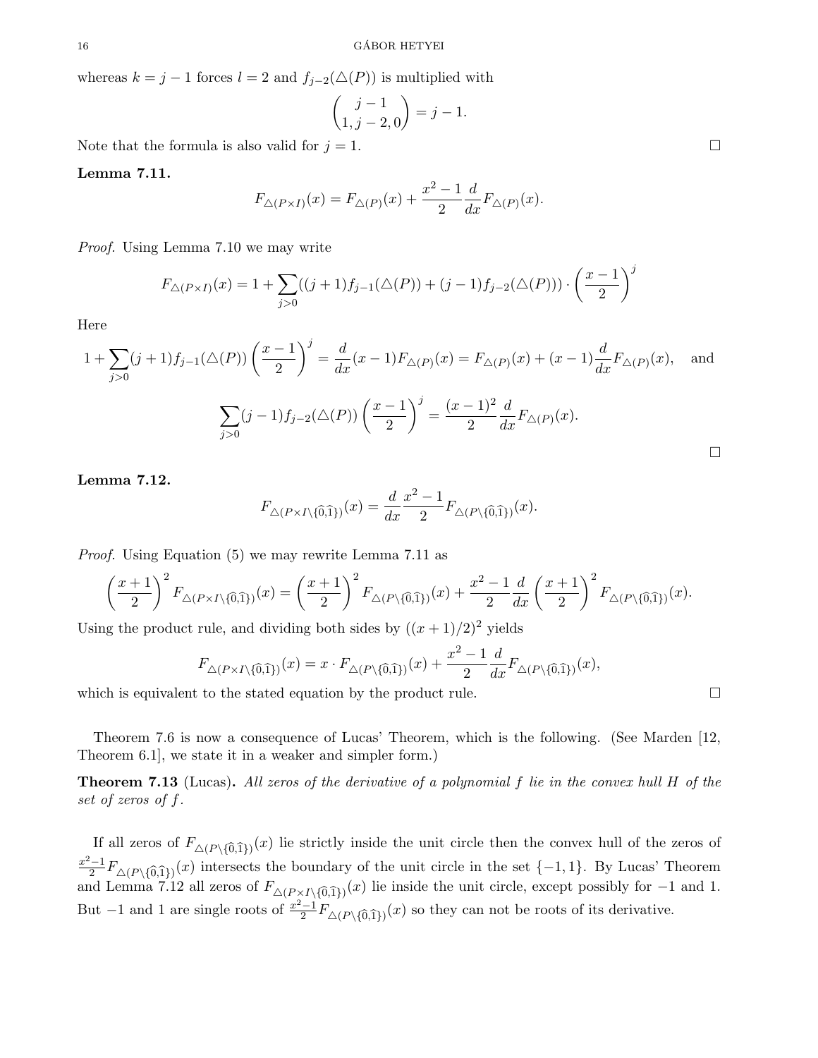whereas $k = j-1$ forces $l = 2$ and $f_{j-2}(\triangle(P))$ is multiplied with

$$\binom{j-1}{1, j-2, 0} = j-1.$$

Note that the formula is also valid for $j = 1$. □

**Lemma 7.11.**

$$F_{\triangle(P\times I)}(x) = F_{\triangle(P)}(x) + \frac{x^2-1}{2}\frac{d}{dx}F_{\triangle(P)}(x).$$

*Proof.* Using Lemma 7.10 we may write

$$F_{\triangle(P\times I)}(x) = 1 + \sum_{j>0}((j+1)f_{j-1}(\triangle(P)) + (j-1)f_{j-2}(\triangle(P)))\cdot\left(\frac{x-1}{2}\right)^j$$

Here

$$1 + \sum_{j>0}(j+1)f_{j-1}(\triangle(P))\left(\frac{x-1}{2}\right)^j = \frac{d}{dx}(x-1)F_{\triangle(P)}(x) = F_{\triangle(P)}(x) + (x-1)\frac{d}{dx}F_{\triangle(P)}(x), \quad \text{and}$$

$$\sum_{j>0}(j-1)f_{j-2}(\triangle(P))\left(\frac{x-1}{2}\right)^j = \frac{(x-1)^2}{2}\frac{d}{dx}F_{\triangle(P)}(x).$$

□

**Lemma 7.12.**

$$F_{\triangle(P\times I\setminus\{\widehat{0},\widehat{1}\})}(x) = \frac{d}{dx}\frac{x^2-1}{2}F_{\triangle(P\setminus\{\widehat{0},\widehat{1}\})}(x).$$

*Proof.* Using Equation (5) we may rewrite Lemma 7.11 as

$$\left(\frac{x+1}{2}\right)^2 F_{\triangle(P\times I\setminus\{\widehat{0},\widehat{1}\})}(x) = \left(\frac{x+1}{2}\right)^2 F_{\triangle(P\setminus\{\widehat{0},\widehat{1}\})}(x) + \frac{x^2-1}{2}\frac{d}{dx}\left(\frac{x+1}{2}\right)^2 F_{\triangle(P\setminus\{\widehat{0},\widehat{1}\})}(x).$$

Using the product rule, and dividing both sides by $((x+1)/2)^2$ yields

$$F_{\triangle(P\times I\setminus\{\widehat{0},\widehat{1}\})}(x) = x\cdot F_{\triangle(P\setminus\{\widehat{0},\widehat{1}\})}(x) + \frac{x^2-1}{2}\frac{d}{dx}F_{\triangle(P\setminus\{\widehat{0},\widehat{1}\})}(x),$$

which is equivalent to the stated equation by the product rule. □

Theorem 7.6 is now a consequence of Lucas' Theorem, which is the following. (See Marden [12, Theorem 6.1], we state it in a weaker and simpler form.)

**Theorem 7.13** (Lucas)**.** *All zeros of the derivative of a polynomial $f$ lie in the convex hull $H$ of the set of zeros of $f$.*

If all zeros of $F_{\triangle(P\setminus\{\widehat{0},\widehat{1}\})}(x)$ lie strictly inside the unit circle then the convex hull of the zeros of $\frac{x^2-1}{2}F_{\triangle(P\setminus\{\widehat{0},\widehat{1}\})}(x)$ intersects the boundary of the unit circle in the set $\{-1, 1\}$. By Lucas' Theorem and Lemma 7.12 all zeros of $F_{\triangle(P\times I\setminus\{\widehat{0},\widehat{1}\})}(x)$ lie inside the unit circle, except possibly for $-1$ and $1$. But $-1$ and $1$ are single roots of $\frac{x^2-1}{2}F_{\triangle(P\setminus\{\widehat{0},\widehat{1}\})}(x)$ so they can not be roots of its derivative.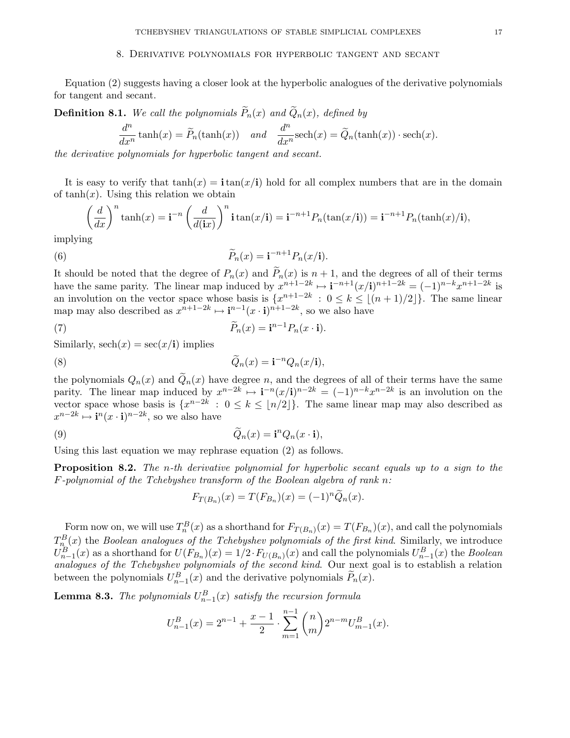## 8. Derivative polynomials for hyperbolic tangent and secant

Equation (2) suggests having a closer look at the hyperbolic analogues of the derivative polynomials for tangent and secant.

**Definition 8.1.** *We call the polynomials $\widetilde{P}_n(x)$ and $\widetilde{Q}_n(x)$, defined by*

$$\frac{d^n}{dx^n}\tanh(x) = \widetilde{P}_n(\tanh(x)) \quad \text{and} \quad \frac{d^n}{dx^n}\operatorname{sech}(x) = \widetilde{Q}_n(\tanh(x))\cdot\operatorname{sech}(x).$$

*the derivative polynomials for hyperbolic tangent and secant.*

It is easy to verify that $\tanh(x) = \mathbf{i}\tan(x/\mathbf{i})$ hold for all complex numbers that are in the domain of $\tanh(x)$. Using this relation we obtain

$$\left(\frac{d}{dx}\right)^n \tanh(x) = \mathbf{i}^{-n}\left(\frac{d}{d(\mathbf{i}x)}\right)^n \mathbf{i}\tan(x/\mathbf{i}) = \mathbf{i}^{-n+1}P_n(\tan(x/\mathbf{i})) = \mathbf{i}^{-n+1}P_n(\tanh(x)/\mathbf{i}),$$

implying

$$\widetilde{P}_n(x) = \mathbf{i}^{-n+1}P_n(x/\mathbf{i}). \tag{6}$$

It should be noted that the degree of $P_n(x)$ and $\widetilde{P}_n(x)$ is $n+1$, and the degrees of all of their terms have the same parity. The linear map induced by $x^{n+1-2k} \mapsto \mathbf{i}^{-n+1}(x/\mathbf{i})^{n+1-2k} = (-1)^{n-k}x^{n+1-2k}$ is an involution on the vector space whose basis is $\{x^{n+1-2k} \,:\, 0 \le k \le \lfloor (n+1)/2 \rfloor\}$. The same linear map may also described as $x^{n+1-2k} \mapsto \mathbf{i}^{n-1}(x\cdot\mathbf{i})^{n+1-2k}$, so we also have

$$\widetilde{P}_n(x) = \mathbf{i}^{n-1}P_n(x\cdot\mathbf{i}). \tag{7}$$

Similarly, $\operatorname{sech}(x) = \sec(x/\mathbf{i})$ implies

$$\widetilde{Q}_n(x) = \mathbf{i}^{-n}Q_n(x/\mathbf{i}), \tag{8}$$

the polynomials $Q_n(x)$ and $\widetilde{Q}_n(x)$ have degree $n$, and the degrees of all of their terms have the same parity. The linear map induced by $x^{n-2k} \mapsto \mathbf{i}^{-n}(x/\mathbf{i})^{n-2k} = (-1)^{n-k}x^{n-2k}$ is an involution on the vector space whose basis is $\{x^{n-2k} \,:\, 0 \le k \le \lfloor n/2 \rfloor\}$. The same linear map may also described as $x^{n-2k} \mapsto \mathbf{i}^n(x\cdot\mathbf{i})^{n-2k}$, so we also have

$$\widetilde{Q}_n(x) = \mathbf{i}^n Q_n(x\cdot\mathbf{i}), \tag{9}$$

Using this last equation we may rephrase equation (2) as follows.

**Proposition 8.2.** *The $n$-th derivative polynomial for hyperbolic secant equals up to a sign to the $F$-polynomial of the Tchebyshev transform of the Boolean algebra of rank $n$:*

$$F_{T(B_n)}(x) = T(F_{B_n})(x) = (-1)^n\widetilde{Q}_n(x).$$

Form now on, we will use $T_n^B(x)$ as a shorthand for $F_{T(B_n)}(x) = T(F_{B_n})(x)$, and call the polynomials $T_n^B(x)$ the *Boolean analogues of the Tchebyshev polynomials of the first kind*. Similarly, we introduce $U_{n-1}^B(x)$ as a shorthand for $U(F_{B_n})(x) = 1/2\cdot F_{U(B_n)}(x)$ and call the polynomials $U_{n-1}^B(x)$ the *Boolean analogues of the Tchebyshev polynomials of the second kind*. Our next goal is to establish a relation between the polynomials $U_{n-1}^B(x)$ and the derivative polynomials $\widetilde{P}_n(x)$.

**Lemma 8.3.** *The polynomials $U_{n-1}^B(x)$ satisfy the recursion formula*

$$U_{n-1}^B(x) = 2^{n-1} + \frac{x-1}{2}\cdot\sum_{m=1}^{n-1}\binom{n}{m}2^{n-m}U_{m-1}^B(x).$$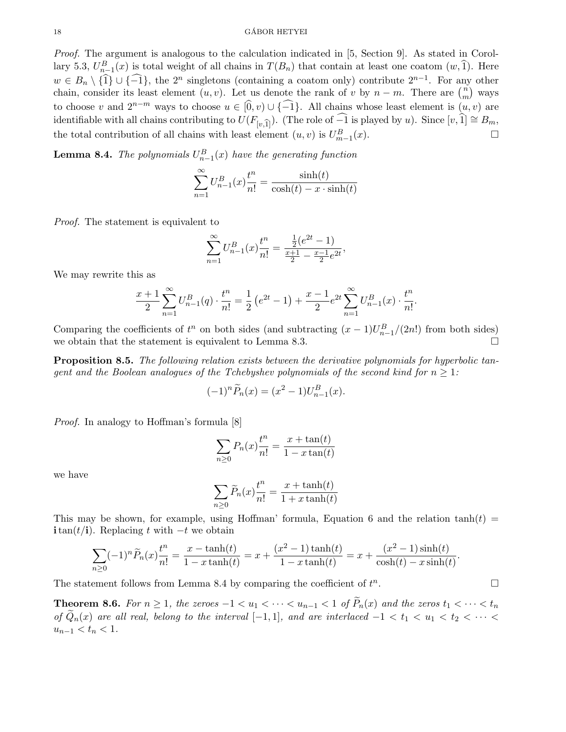*Proof.* The argument is analogous to the calculation indicated in [5, Section 9]. As stated in Corollary 5.3, $U^B_{n-1}(x)$ is total weight of all chains in $T(B_n)$ that contain at least one coatom $(w, \widehat{1})$. Here $w \in B_n \setminus \{\widehat{1}\} \cup \{\widehat{-1}\}$, the $2^n$ singletons (containing a coatom only) contribute $2^{n-1}$. For any other chain, consider its least element $(u, v)$. Let us denote the rank of $v$ by $n - m$. There are $\binom{n}{m}$ ways to choose $v$ and $2^{n-m}$ ways to choose $u \in [\widehat{0}, v) \cup \{\widehat{-1}\}$. All chains whose least element is $(u, v)$ are identifiable with all chains contributing to $U(F_{[v,\widehat{1}]})$. (The role of $\widehat{-1}$ is played by $u$). Since $[v, \widehat{1}] \cong B_m$, the total contribution of all chains with least element $(u, v)$ is $U^B_{m-1}(x)$. □

**Lemma 8.4.** *The polynomials $U^B_{n-1}(x)$ have the generating function*

$$\sum_{n=1}^{\infty} U^B_{n-1}(x)\frac{t^n}{n!} = \frac{\sinh(t)}{\cosh(t) - x \cdot \sinh(t)}$$

*Proof.* The statement is equivalent to

$$\sum_{n=1}^{\infty} U^B_{n-1}(x)\frac{t^n}{n!} = \frac{\frac{1}{2}(e^{2t} - 1)}{\frac{x+1}{2} - \frac{x-1}{2}e^{2t}},$$

We may rewrite this as

$$\frac{x+1}{2}\sum_{n=1}^{\infty} U^B_{n-1}(q) \cdot \frac{t^n}{n!} = \frac{1}{2}\left(e^{2t} - 1\right) + \frac{x-1}{2}e^{2t}\sum_{n=1}^{\infty} U^B_{n-1}(x) \cdot \frac{t^n}{n!}.$$

Comparing the coefficients of $t^n$ on both sides (and subtracting $(x-1)U^B_{n-1}/(2n!)$ from both sides) we obtain that the statement is equivalent to Lemma 8.3. □

**Proposition 8.5.** *The following relation exists between the derivative polynomials for hyperbolic tangent and the Boolean analogues of the Tchebyshev polynomials of the second kind for $n \geq 1$:*

$$(-1)^n \widetilde{P}_n(x) = (x^2 - 1)U^B_{n-1}(x).$$

*Proof.* In analogy to Hoffman's formula [8]

$$\sum_{n \geq 0} P_n(x)\frac{t^n}{n!} = \frac{x + \tan(t)}{1 - x\tan(t)}$$

we have

$$\sum_{n \geq 0} \widetilde{P}_n(x)\frac{t^n}{n!} = \frac{x + \tanh(t)}{1 + x\tanh(t)}$$

This may be shown, for example, using Hoffman' formula, Equation 6 and the relation $\tanh(t) = \mathbf{i}\tan(t/\mathbf{i})$. Replacing $t$ with $-t$ we obtain

$$\sum_{n \geq 0}(-1)^n \widetilde{P}_n(x)\frac{t^n}{n!} = \frac{x - \tanh(t)}{1 - x\tanh(t)} = x + \frac{(x^2-1)\tanh(t)}{1 - x\tanh(t)} = x + \frac{(x^2-1)\sinh(t)}{\cosh(t) - x\sinh(t)}.$$

The statement follows from Lemma 8.4 by comparing the coefficient of $t^n$. □

**Theorem 8.6.** *For $n \geq 1$, the zeroes $-1 < u_1 < \cdots < u_{n-1} < 1$ of $\widetilde{P}_n(x)$ and the zeros $t_1 < \cdots < t_n$ of $\widetilde{Q}_n(x)$ are all real, belong to the interval $[-1, 1]$, and are interlaced $-1 < t_1 < u_1 < t_2 < \cdots < u_{n-1} < t_n < 1$.*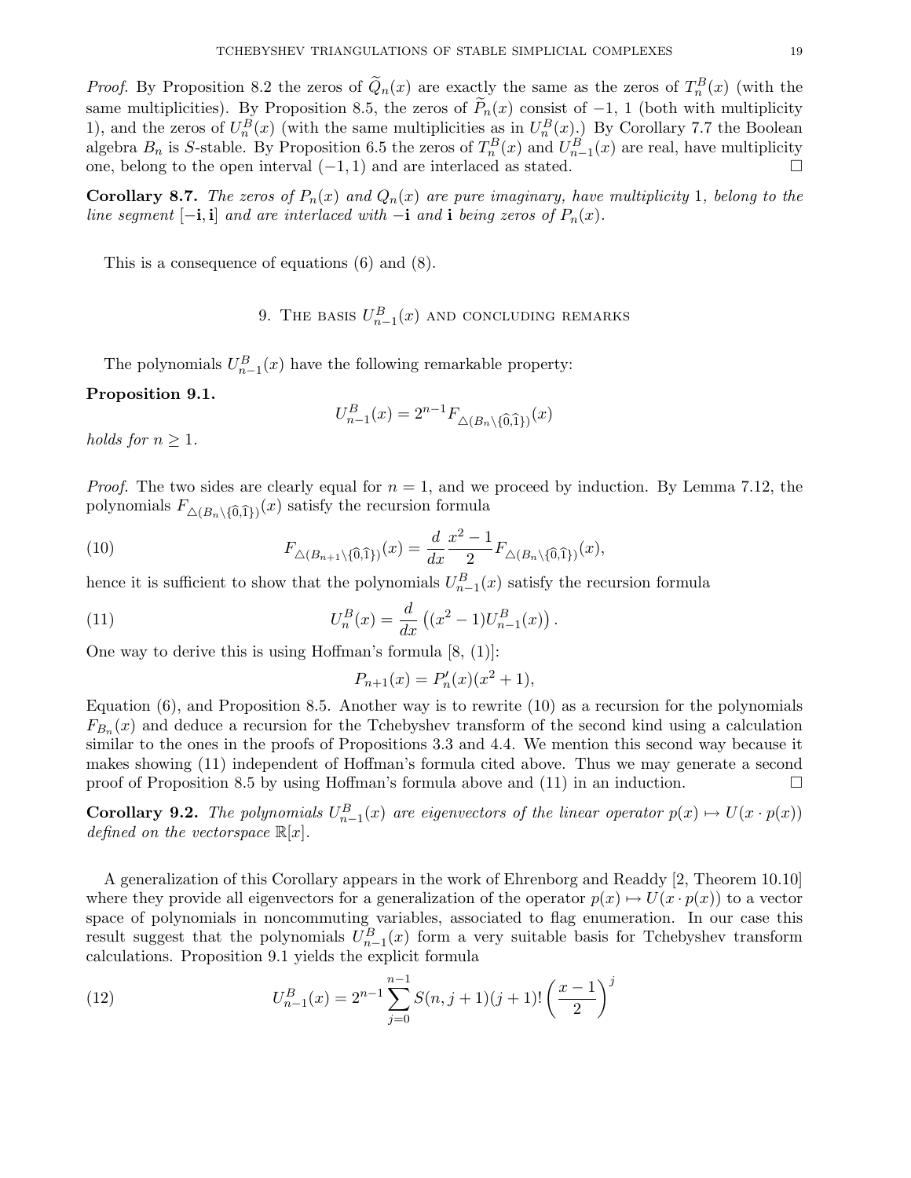*Proof.* By Proposition 8.2 the zeros of $\widetilde{Q}_n(x)$ are exactly the same as the zeros of $T^B_n(x)$ (with the same multiplicities). By Proposition 8.5, the zeros of $\widetilde{P}_n(x)$ consist of $-1$, $1$ (both with multiplicity 1), and the zeros of $U^B_n(x)$ (with the same multiplicities as in $U^B_n(x)$.) By Corollary 7.7 the Boolean algebra $B_n$ is $S$-stable. By Proposition 6.5 the zeros of $T^B_n(x)$ and $U^B_{n-1}(x)$ are real, have multiplicity one, belong to the open interval $(-1,1)$ and are interlaced as stated. □

**Corollary 8.7.** *The zeros of $P_n(x)$ and $Q_n(x)$ are pure imaginary, have multiplicity* 1*, belong to the line segment $[-\mathbf{i}, \mathbf{i}]$ and are interlaced with $-\mathbf{i}$ and $\mathbf{i}$ being zeros of $P_n(x)$.*

This is a consequence of equations (6) and (8).

## 9. The basis $U^B_{n-1}(x)$ and concluding remarks

The polynomials $U^B_{n-1}(x)$ have the following remarkable property:

**Proposition 9.1.**

$$U^B_{n-1}(x) = 2^{n-1} F_{\triangle(B_n\setminus\{\widehat{0},\widehat{1}\})}(x)$$

*holds for $n \geq 1$.*

*Proof.* The two sides are clearly equal for $n = 1$, and we proceed by induction. By Lemma 7.12, the polynomials $F_{\triangle(B_n\setminus\{\widehat{0},\widehat{1}\})}(x)$ satisfy the recursion formula

$$F_{\triangle(B_{n+1}\setminus\{\widehat{0},\widehat{1}\})}(x) = \frac{d}{dx}\frac{x^2-1}{2}F_{\triangle(B_n\setminus\{\widehat{0},\widehat{1}\})}(x), \tag{10}$$

hence it is sufficient to show that the polynomials $U^B_{n-1}(x)$ satisfy the recursion formula

$$U^B_n(x) = \frac{d}{dx}\left((x^2-1)U^B_{n-1}(x)\right). \tag{11}$$

One way to derive this is using Hoffman's formula [8, (1)]:

$$P_{n+1}(x) = P'_n(x)(x^2+1),$$

Equation (6), and Proposition 8.5. Another way is to rewrite (10) as a recursion for the polynomials $F_{B_n}(x)$ and deduce a recursion for the Tchebyshev transform of the second kind using a calculation similar to the ones in the proofs of Propositions 3.3 and 4.4. We mention this second way because it makes showing (11) independent of Hoffman's formula cited above. Thus we may generate a second proof of Proposition 8.5 by using Hoffman's formula above and (11) in an induction. □

**Corollary 9.2.** *The polynomials $U^B_{n-1}(x)$ are eigenvectors of the linear operator $p(x) \mapsto U(x \cdot p(x))$ defined on the vectorspace $\mathbb{R}[x]$.*

A generalization of this Corollary appears in the work of Ehrenborg and Readdy [2, Theorem 10.10] where they provide all eigenvectors for a generalization of the operator $p(x) \mapsto U(x \cdot p(x))$ to a vector space of polynomials in noncommuting variables, associated to flag enumeration. In our case this result suggest that the polynomials $U^B_{n-1}(x)$ form a very suitable basis for Tchebyshev transform calculations. Proposition 9.1 yields the explicit formula

$$U^B_{n-1}(x) = 2^{n-1}\sum_{j=0}^{n-1} S(n, j+1)(j+1)!\left(\frac{x-1}{2}\right)^j \tag{12}$$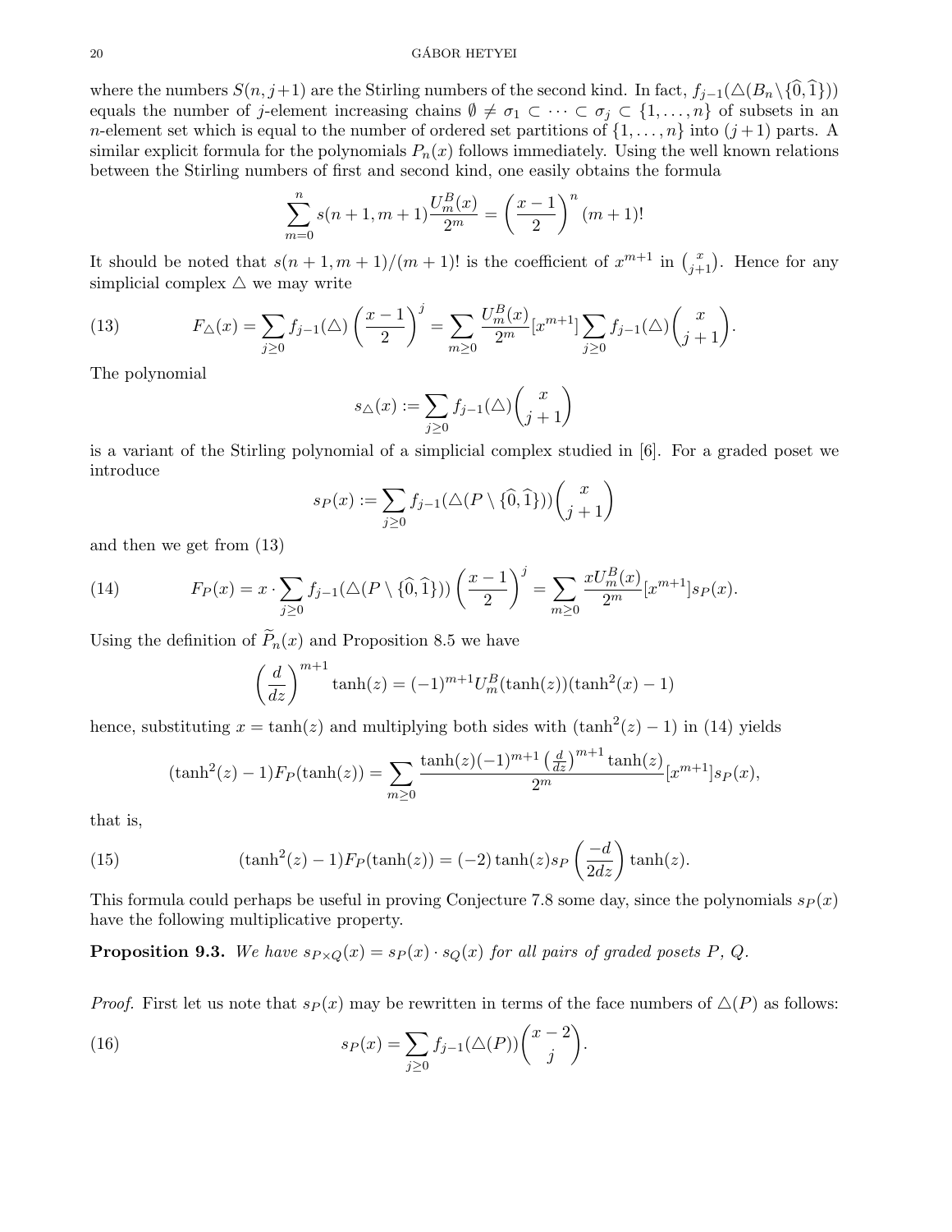where the numbers $S(n, j+1)$ are the Stirling numbers of the second kind. In fact, $f_{j-1}(\triangle(B_n \setminus \{\widehat{0}, \widehat{1}\}))$ equals the number of $j$-element increasing chains $\emptyset \neq \sigma_1 \subset \cdots \subset \sigma_j \subset \{1, \ldots, n\}$ of subsets in an $n$-element set which is equal to the number of ordered set partitions of $\{1, \ldots, n\}$ into $(j+1)$ parts. A similar explicit formula for the polynomials $P_n(x)$ follows immediately. Using the well known relations between the Stirling numbers of first and second kind, one easily obtains the formula

$$\sum_{m=0}^{n} s(n+1, m+1) \frac{U_m^B(x)}{2^m} = \left(\frac{x-1}{2}\right)^n (m+1)!$$

It should be noted that $s(n+1, m+1)/(m+1)!$ is the coefficient of $x^{m+1}$ in $\binom{x}{j+1}$. Hence for any simplicial complex $\triangle$ we may write

$$F_{\triangle}(x) = \sum_{j \geq 0} f_{j-1}(\triangle) \left(\frac{x-1}{2}\right)^j = \sum_{m \geq 0} \frac{U_m^B(x)}{2^m} [x^{m+1}] \sum_{j \geq 0} f_{j-1}(\triangle) \binom{x}{j+1}. \tag{13}$$

The polynomial

$$s_{\triangle}(x) := \sum_{j \geq 0} f_{j-1}(\triangle) \binom{x}{j+1}$$

is a variant of the Stirling polynomial of a simplicial complex studied in [6]. For a graded poset we introduce

$$s_P(x) := \sum_{j \geq 0} f_{j-1}(\triangle(P \setminus \{\widehat{0}, \widehat{1}\})) \binom{x}{j+1}$$

and then we get from (13)

$$F_P(x) = x \cdot \sum_{j \geq 0} f_{j-1}(\triangle(P \setminus \{\widehat{0}, \widehat{1}\})) \left(\frac{x-1}{2}\right)^j = \sum_{m \geq 0} \frac{x U_m^B(x)}{2^m} [x^{m+1}] s_P(x). \tag{14}$$

Using the definition of $\widetilde{P}_n(x)$ and Proposition 8.5 we have

$$\left(\frac{d}{dz}\right)^{m+1} \tanh(z) = (-1)^{m+1} U_m^B(\tanh(z))(\tanh^2(x) - 1)$$

hence, substituting $x = \tanh(z)$ and multiplying both sides with $(\tanh^2(z) - 1)$ in (14) yields

$$(\tanh^2(z) - 1) F_P(\tanh(z)) = \sum_{m \geq 0} \frac{\tanh(z)(-1)^{m+1} \left(\frac{d}{dz}\right)^{m+1} \tanh(z)}{2^m} [x^{m+1}] s_P(x),$$

that is,

$$(\tanh^2(z) - 1) F_P(\tanh(z)) = (-2) \tanh(z) s_P\left(\frac{-d}{2dz}\right) \tanh(z). \tag{15}$$

This formula could perhaps be useful in proving Conjecture 7.8 some day, since the polynomials $s_P(x)$ have the following multiplicative property.

**Proposition 9.3.** *We have $s_{P \times Q}(x) = s_P(x) \cdot s_Q(x)$ for all pairs of graded posets $P$, $Q$.*

*Proof.* First let us note that $s_P(x)$ may be rewritten in terms of the face numbers of $\triangle(P)$ as follows:

$$s_P(x) = \sum_{j \geq 0} f_{j-1}(\triangle(P)) \binom{x-2}{j}. \tag{16}$$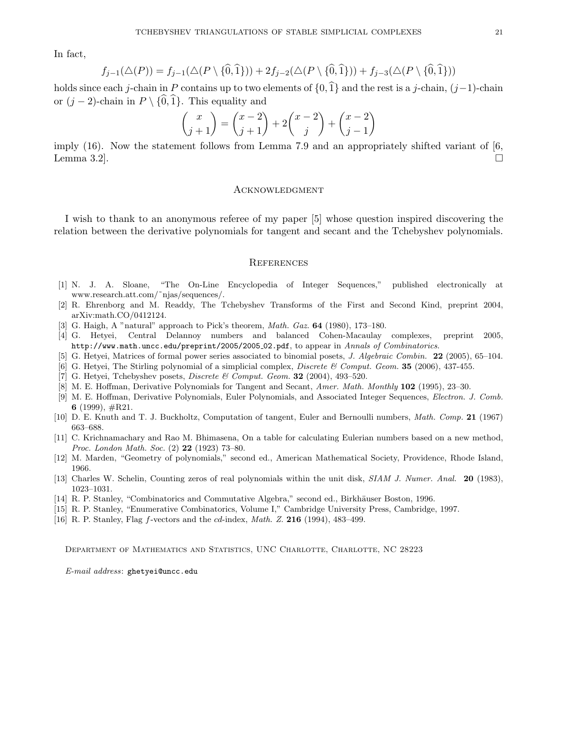In fact,

$$f_{j-1}(\triangle(P)) = f_{j-1}(\triangle(P \setminus \{\widehat{0}, \widehat{1}\})) + 2f_{j-2}(\triangle(P \setminus \{\widehat{0}, \widehat{1}\})) + f_{j-3}(\triangle(P \setminus \{\widehat{0}, \widehat{1}\}))$$

holds since each $j$-chain in $P$ contains up to two elements of $\{0, \widehat{1}\}$ and the rest is a $j$-chain, $(j-1)$-chain or $(j-2)$-chain in $P \setminus \{\widehat{0}, \widehat{1}\}$. This equality and

$$\binom{x}{j+1} = \binom{x-2}{j+1} + 2\binom{x-2}{j} + \binom{x-2}{j-1}$$

imply (16). Now the statement follows from Lemma 7.9 and an appropriately shifted variant of [6, Lemma 3.2]. □

## Acknowledgment

I wish to thank to an anonymous referee of my paper [5] whose question inspired discovering the relation between the derivative polynomials for tangent and secant and the Tchebyshev polynomials.

## References

[1] N. J. A. Sloane, "The On-Line Encyclopedia of Integer Sequences," published electronically at www.research.att.com/~njas/sequences/.

[2] R. Ehrenborg and M. Readdy, The Tchebyshev Transforms of the First and Second Kind, preprint 2004, arXiv:math.CO/0412124.

[3] G. Haigh, A "natural" approach to Pick's theorem, *Math. Gaz.* **64** (1980), 173–180.

[4] G. Hetyei, Central Delannoy numbers and balanced Cohen-Macaulay complexes, preprint 2005, http://www.math.uncc.edu/preprint/2005/2005_02.pdf, to appear in *Annals of Combinatorics.*

[5] G. Hetyei, Matrices of formal power series associated to binomial posets, *J. Algebraic Combin.* **22** (2005), 65–104.

[6] G. Hetyei, The Stirling polynomial of a simplicial complex, *Discrete & Comput. Geom.* **35** (2006), 437-455.

[7] G. Hetyei, Tchebyshev posets, *Discrete & Comput. Geom.* **32** (2004), 493–520.

[8] M. E. Hoffman, Derivative Polynomials for Tangent and Secant, *Amer. Math. Monthly* **102** (1995), 23–30.

[9] M. E. Hoffman, Derivative Polynomials, Euler Polynomials, and Associated Integer Sequences, *Electron. J. Comb.* **6** (1999), #R21.

[10] D. E. Knuth and T. J. Buckholtz, Computation of tangent, Euler and Bernoulli numbers, *Math. Comp.* **21** (1967) 663–688.

[11] C. Krichnamachary and Rao M. Bhimasena, On a table for calculating Eulerian numbers based on a new method, *Proc. London Math. Soc.* (2) **22** (1923) 73–80.

[12] M. Marden, "Geometry of polynomials," second ed., American Mathematical Society, Providence, Rhode Island, 1966.

[13] Charles W. Schelin, Counting zeros of real polynomials within the unit disk, *SIAM J. Numer. Anal.* **20** (1983), 1023–1031.

[14] R. P. Stanley, "Combinatorics and Commutative Algebra," second ed., Birkhäuser Boston, 1996.

[15] R. P. Stanley, "Enumerative Combinatorics, Volume I," Cambridge University Press, Cambridge, 1997.

[16] R. P. Stanley, Flag $f$-vectors and the $cd$-index, *Math. Z.* **216** (1994), 483–499.

Department of Mathematics and Statistics, UNC Charlotte, Charlotte, NC 28223

*E-mail address*: ghetyei@uncc.edu